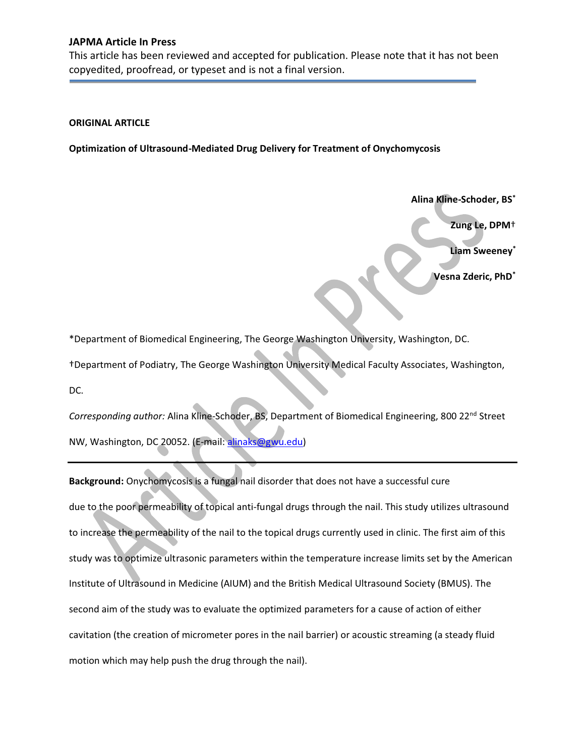**ORIGINAL ARTICLE**

# Optimization of Ultrasound-Mediated Drug Delivery for Treatment of Onychomycosis

**Alina Kline-Schoder, BS***

**Zung Le, DPM†**

**Liam Sweeney***

**Vesna Zderic, PhD***

*Department of Biomedical Engineering, The George Washington University, Washington, DC.

†Department of Podiatry, The George Washington University Medical Faculty Associates, Washington, DC.

*Corresponding author:* Alina Kline-Schoder, BS, Department of Biomedical Engineering, 800 22nd Street NW, Washington, DC 20052. (E-mail: alinaks@gwu.edu)

---

**Background:** Onychomycosis is a fungal nail disorder that does not have a successful cure due to the poor permeability of topical anti-fungal drugs through the nail. This study utilizes ultrasound to increase the permeability of the nail to the topical drugs currently used in clinic. The first aim of this study was to optimize ultrasonic parameters within the temperature increase limits set by the American Institute of Ultrasound in Medicine (AIUM) and the British Medical Ultrasound Society (BMUS). The second aim of the study was to evaluate the optimized parameters for a cause of action of either cavitation (the creation of micrometer pores in the nail barrier) or acoustic streaming (a steady fluid motion which may help push the drug through the nail).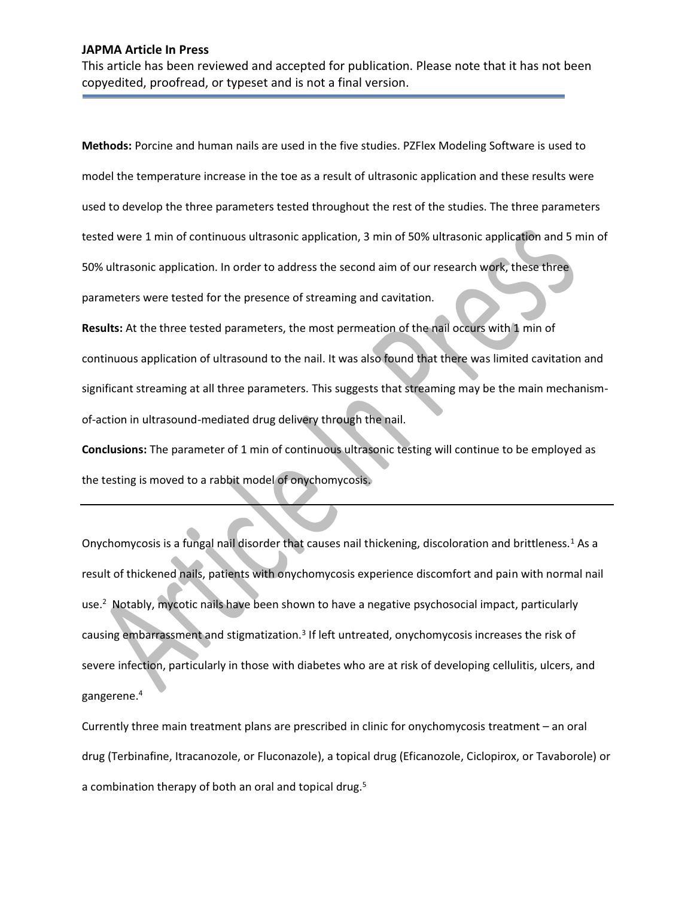**Methods:** Porcine and human nails are used in the five studies. PZFlex Modeling Software is used to model the temperature increase in the toe as a result of ultrasonic application and these results were used to develop the three parameters tested throughout the rest of the studies. The three parameters tested were 1 min of continuous ultrasonic application, 3 min of 50% ultrasonic application and 5 min of 50% ultrasonic application. In order to address the second aim of our research work, these three parameters were tested for the presence of streaming and cavitation.

**Results:** At the three tested parameters, the most permeation of the nail occurs with 1 min of continuous application of ultrasound to the nail. It was also found that there was limited cavitation and significant streaming at all three parameters. This suggests that streaming may be the main mechanism-of-action in ultrasound-mediated drug delivery through the nail.

**Conclusions:** The parameter of 1 min of continuous ultrasonic testing will continue to be employed as the testing is moved to a rabbit model of onychomycosis.

---

Onychomycosis is a fungal nail disorder that causes nail thickening, discoloration and brittleness.[1] As a result of thickened nails, patients with onychomycosis experience discomfort and pain with normal nail use.[2] Notably, mycotic nails have been shown to have a negative psychosocial impact, particularly causing embarrassment and stigmatization.[3] If left untreated, onychomycosis increases the risk of severe infection, particularly in those with diabetes who are at risk of developing cellulitis, ulcers, and gangerene.[4]

Currently three main treatment plans are prescribed in clinic for onychomycosis treatment – an oral drug (Terbinafine, Itracanozole, or Fluconazole), a topical drug (Eficanozole, Ciclopirox, or Tavaborole) or a combination therapy of both an oral and topical drug.[5]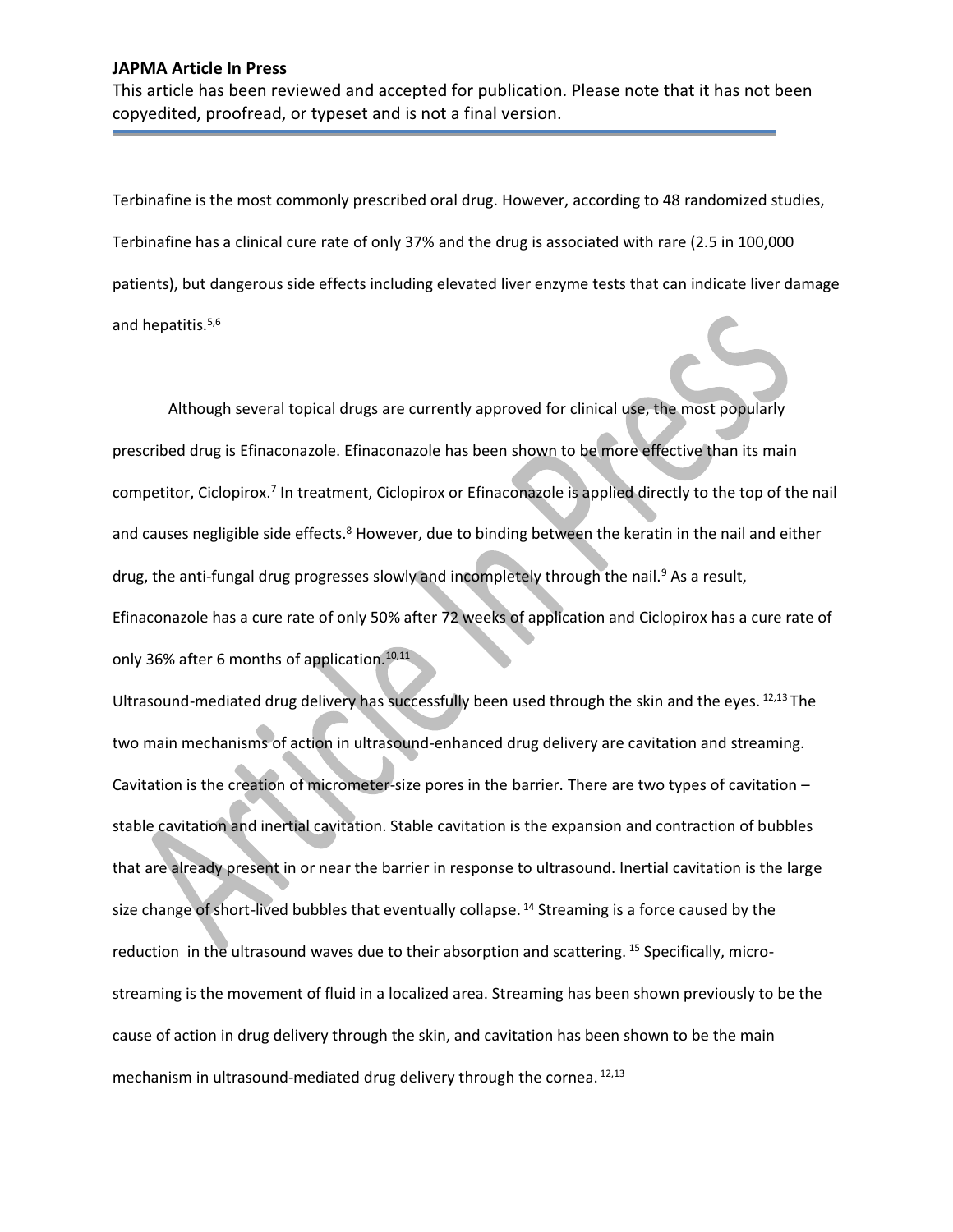Terbinafine is the most commonly prescribed oral drug. However, according to 48 randomized studies, Terbinafine has a clinical cure rate of only 37% and the drug is associated with rare (2.5 in 100,000 patients), but dangerous side effects including elevated liver enzyme tests that can indicate liver damage and hepatitis.[5,6]

Although several topical drugs are currently approved for clinical use, the most popularly prescribed drug is Efinaconazole. Efinaconazole has been shown to be more effective than its main competitor, Ciclopirox.[7] In treatment, Ciclopirox or Efinaconazole is applied directly to the top of the nail and causes negligible side effects.[8] However, due to binding between the keratin in the nail and either drug, the anti-fungal drug progresses slowly and incompletely through the nail.[9] As a result, Efinaconazole has a cure rate of only 50% after 72 weeks of application and Ciclopirox has a cure rate of only 36% after 6 months of application.[10,11]

Ultrasound-mediated drug delivery has successfully been used through the skin and the eyes. [12,13] The two main mechanisms of action in ultrasound-enhanced drug delivery are cavitation and streaming. Cavitation is the creation of micrometer-size pores in the barrier. There are two types of cavitation – stable cavitation and inertial cavitation. Stable cavitation is the expansion and contraction of bubbles that are already present in or near the barrier in response to ultrasound. Inertial cavitation is the large size change of short-lived bubbles that eventually collapse. [14] Streaming is a force caused by the reduction in the ultrasound waves due to their absorption and scattering. [15] Specifically, micro-streaming is the movement of fluid in a localized area. Streaming has been shown previously to be the cause of action in drug delivery through the skin, and cavitation has been shown to be the main mechanism in ultrasound-mediated drug delivery through the cornea. [12,13]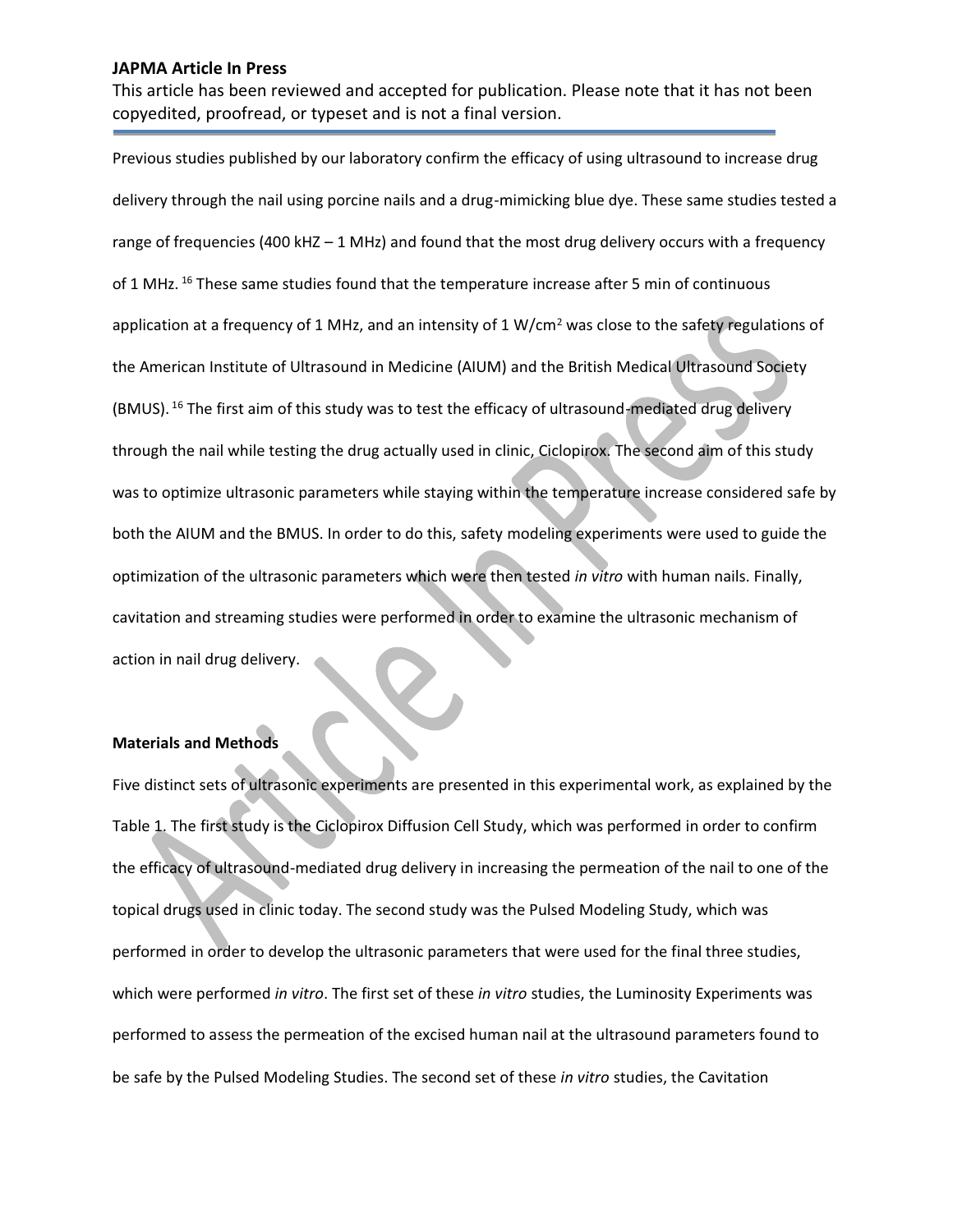Previous studies published by our laboratory confirm the efficacy of using ultrasound to increase drug delivery through the nail using porcine nails and a drug-mimicking blue dye. These same studies tested a range of frequencies (400 kHZ – 1 MHz) and found that the most drug delivery occurs with a frequency of 1 MHz. [16] These same studies found that the temperature increase after 5 min of continuous application at a frequency of 1 MHz, and an intensity of 1 W/cm$^2$ was close to the safety regulations of the American Institute of Ultrasound in Medicine (AIUM) and the British Medical Ultrasound Society (BMUS). [16] The first aim of this study was to test the efficacy of ultrasound-mediated drug delivery through the nail while testing the drug actually used in clinic, Ciclopirox. The second aim of this study was to optimize ultrasonic parameters while staying within the temperature increase considered safe by both the AIUM and the BMUS. In order to do this, safety modeling experiments were used to guide the optimization of the ultrasonic parameters which were then tested *in vitro* with human nails. Finally, cavitation and streaming studies were performed in order to examine the ultrasonic mechanism of action in nail drug delivery.

**Materials and Methods**

Five distinct sets of ultrasonic experiments are presented in this experimental work, as explained by the Table 1. The first study is the Ciclopirox Diffusion Cell Study, which was performed in order to confirm the efficacy of ultrasound-mediated drug delivery in increasing the permeation of the nail to one of the topical drugs used in clinic today. The second study was the Pulsed Modeling Study, which was performed in order to develop the ultrasonic parameters that were used for the final three studies, which were performed *in vitro*. The first set of these *in vitro* studies, the Luminosity Experiments was performed to assess the permeation of the excised human nail at the ultrasound parameters found to be safe by the Pulsed Modeling Studies. The second set of these *in vitro* studies, the Cavitation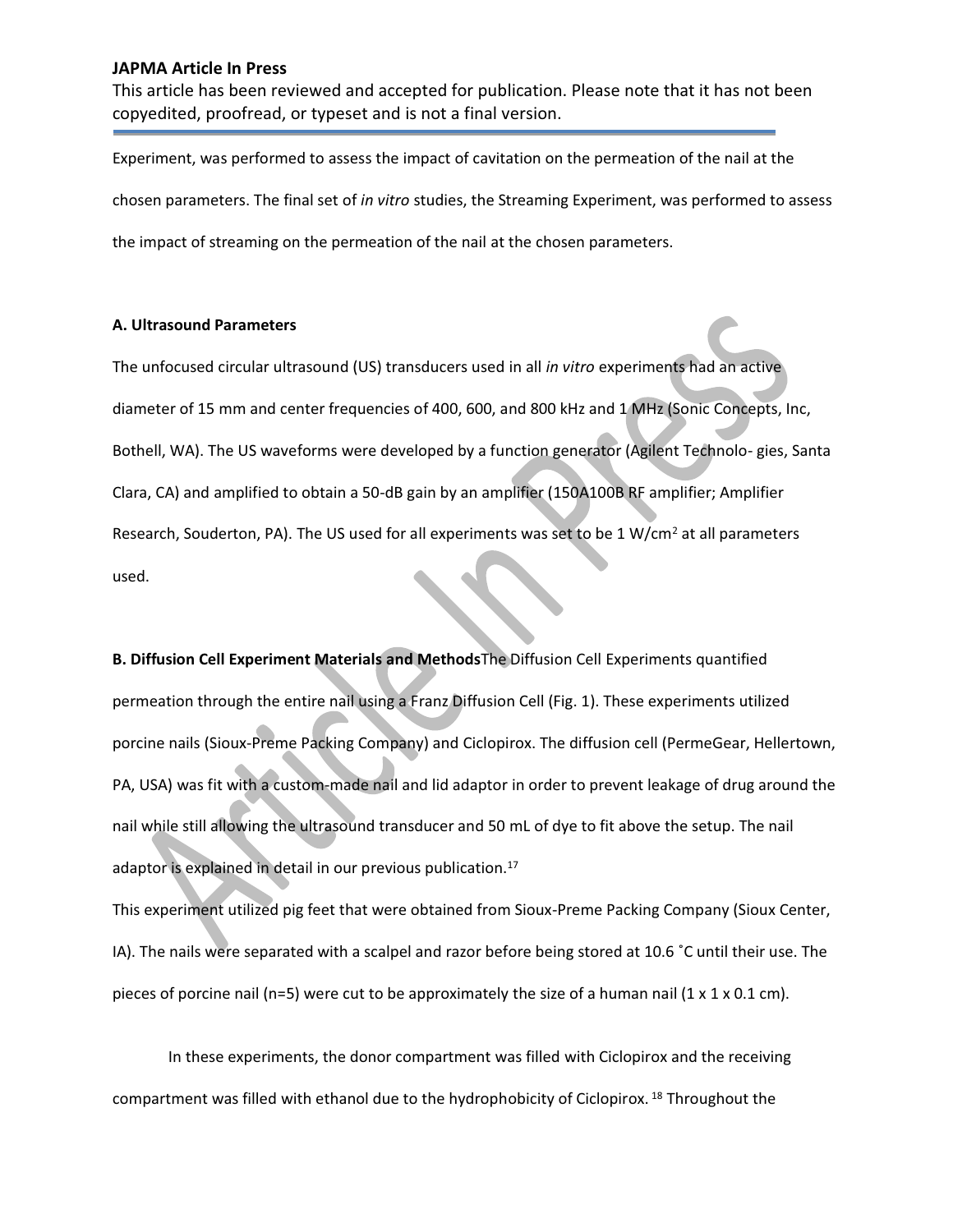Experiment, was performed to assess the impact of cavitation on the permeation of the nail at the chosen parameters. The final set of *in vitro* studies, the Streaming Experiment, was performed to assess the impact of streaming on the permeation of the nail at the chosen parameters.

**A. Ultrasound Parameters**

The unfocused circular ultrasound (US) transducers used in all *in vitro* experiments had an active diameter of 15 mm and center frequencies of 400, 600, and 800 kHz and 1 MHz (Sonic Concepts, Inc, Bothell, WA). The US waveforms were developed by a function generator (Agilent Technolo- gies, Santa Clara, CA) and amplified to obtain a 50-dB gain by an amplifier (150A100B RF amplifier; Amplifier Research, Souderton, PA). The US used for all experiments was set to be 1 W/cm$^2$ at all parameters used.

**B. Diffusion Cell Experiment Materials and Methods**The Diffusion Cell Experiments quantified permeation through the entire nail using a Franz Diffusion Cell (Fig. 1). These experiments utilized porcine nails (Sioux-Preme Packing Company) and Ciclopirox. The diffusion cell (PermeGear, Hellertown, PA, USA) was fit with a custom-made nail and lid adaptor in order to prevent leakage of drug around the nail while still allowing the ultrasound transducer and 50 mL of dye to fit above the setup. The nail adaptor is explained in detail in our previous publication.[17]

This experiment utilized pig feet that were obtained from Sioux-Preme Packing Company (Sioux Center, IA). The nails were separated with a scalpel and razor before being stored at 10.6 ˚C until their use. The pieces of porcine nail (n=5) were cut to be approximately the size of a human nail (1 x 1 x 0.1 cm).

In these experiments, the donor compartment was filled with Ciclopirox and the receiving compartment was filled with ethanol due to the hydrophobicity of Ciclopirox.[18] Throughout the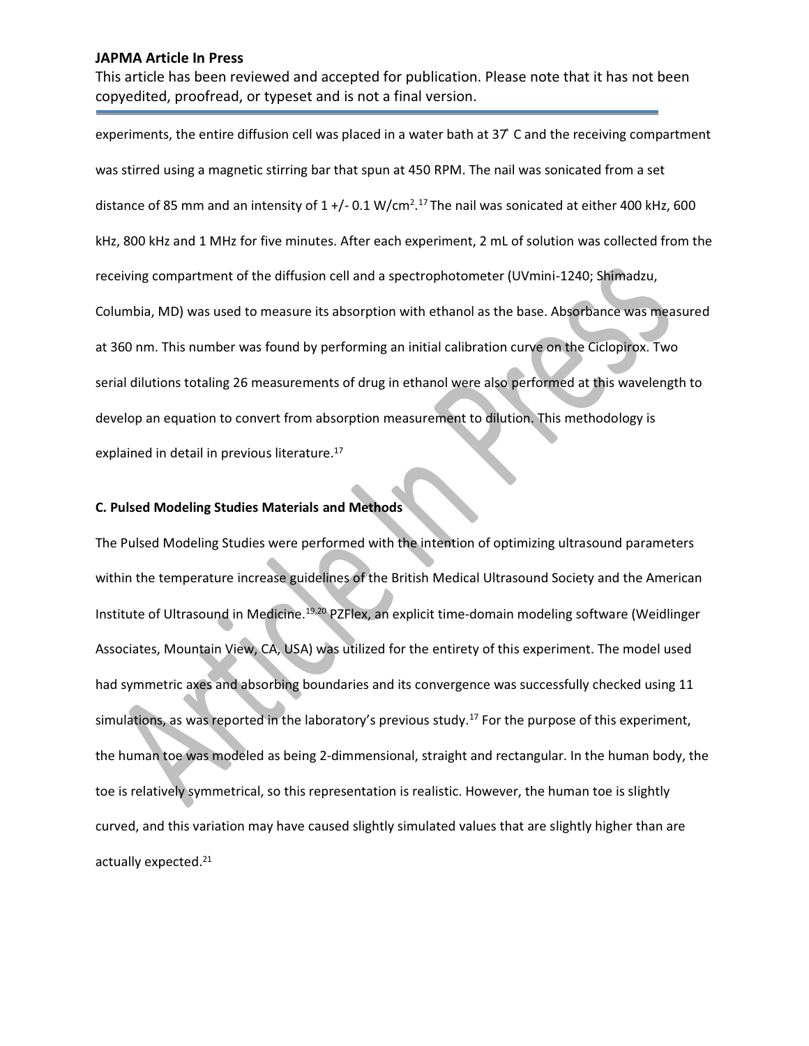experiments, the entire diffusion cell was placed in a water bath at 37° C and the receiving compartment was stirred using a magnetic stirring bar that spun at 450 RPM. The nail was sonicated from a set distance of 85 mm and an intensity of 1 +/- 0.1 W/cm$^2$.[17] The nail was sonicated at either 400 kHz, 600 kHz, 800 kHz and 1 MHz for five minutes. After each experiment, 2 mL of solution was collected from the receiving compartment of the diffusion cell and a spectrophotometer (UVmini-1240; Shimadzu, Columbia, MD) was used to measure its absorption with ethanol as the base. Absorbance was measured at 360 nm. This number was found by performing an initial calibration curve on the Ciclopirox. Two serial dilutions totaling 26 measurements of drug in ethanol were also performed at this wavelength to develop an equation to convert from absorption measurement to dilution. This methodology is explained in detail in previous literature.[17]

### C. Pulsed Modeling Studies Materials and Methods

The Pulsed Modeling Studies were performed with the intention of optimizing ultrasound parameters within the temperature increase guidelines of the British Medical Ultrasound Society and the American Institute of Ultrasound in Medicine.[19,20] PZFlex, an explicit time-domain modeling software (Weidlinger Associates, Mountain View, CA, USA) was utilized for the entirety of this experiment. The model used had symmetric axes and absorbing boundaries and its convergence was successfully checked using 11 simulations, as was reported in the laboratory's previous study.[17] For the purpose of this experiment, the human toe was modeled as being 2-dimmensional, straight and rectangular. In the human body, the toe is relatively symmetrical, so this representation is realistic. However, the human toe is slightly curved, and this variation may have caused slightly simulated values that are slightly higher than are actually expected.[21]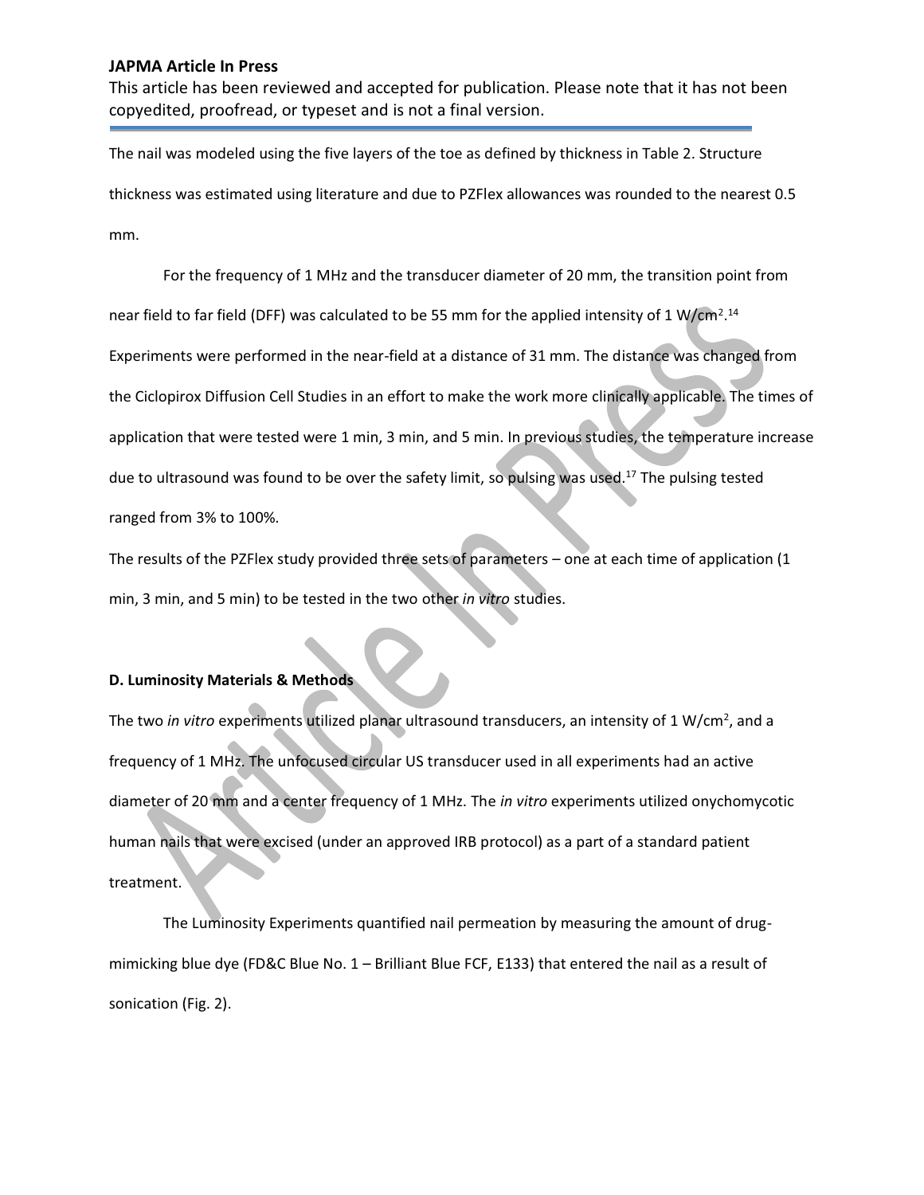The nail was modeled using the five layers of the toe as defined by thickness in Table 2. Structure thickness was estimated using literature and due to PZFlex allowances was rounded to the nearest 0.5 mm.

For the frequency of 1 MHz and the transducer diameter of 20 mm, the transition point from near field to far field (DFF) was calculated to be 55 mm for the applied intensity of 1 W/cm$^2$.[14] Experiments were performed in the near-field at a distance of 31 mm. The distance was changed from the Ciclopirox Diffusion Cell Studies in an effort to make the work more clinically applicable. The times of application that were tested were 1 min, 3 min, and 5 min. In previous studies, the temperature increase due to ultrasound was found to be over the safety limit, so pulsing was used.[17] The pulsing tested ranged from 3% to 100%.

The results of the PZFlex study provided three sets of parameters – one at each time of application (1 min, 3 min, and 5 min) to be tested in the two other *in vitro* studies.

### D. Luminosity Materials & Methods

The two *in vitro* experiments utilized planar ultrasound transducers, an intensity of 1 W/cm$^2$, and a frequency of 1 MHz. The unfocused circular US transducer used in all experiments had an active diameter of 20 mm and a center frequency of 1 MHz. The *in vitro* experiments utilized onychomycotic human nails that were excised (under an approved IRB protocol) as a part of a standard patient treatment.

The Luminosity Experiments quantified nail permeation by measuring the amount of drug-mimicking blue dye (FD&C Blue No. 1 – Brilliant Blue FCF, E133) that entered the nail as a result of sonication (Fig. 2).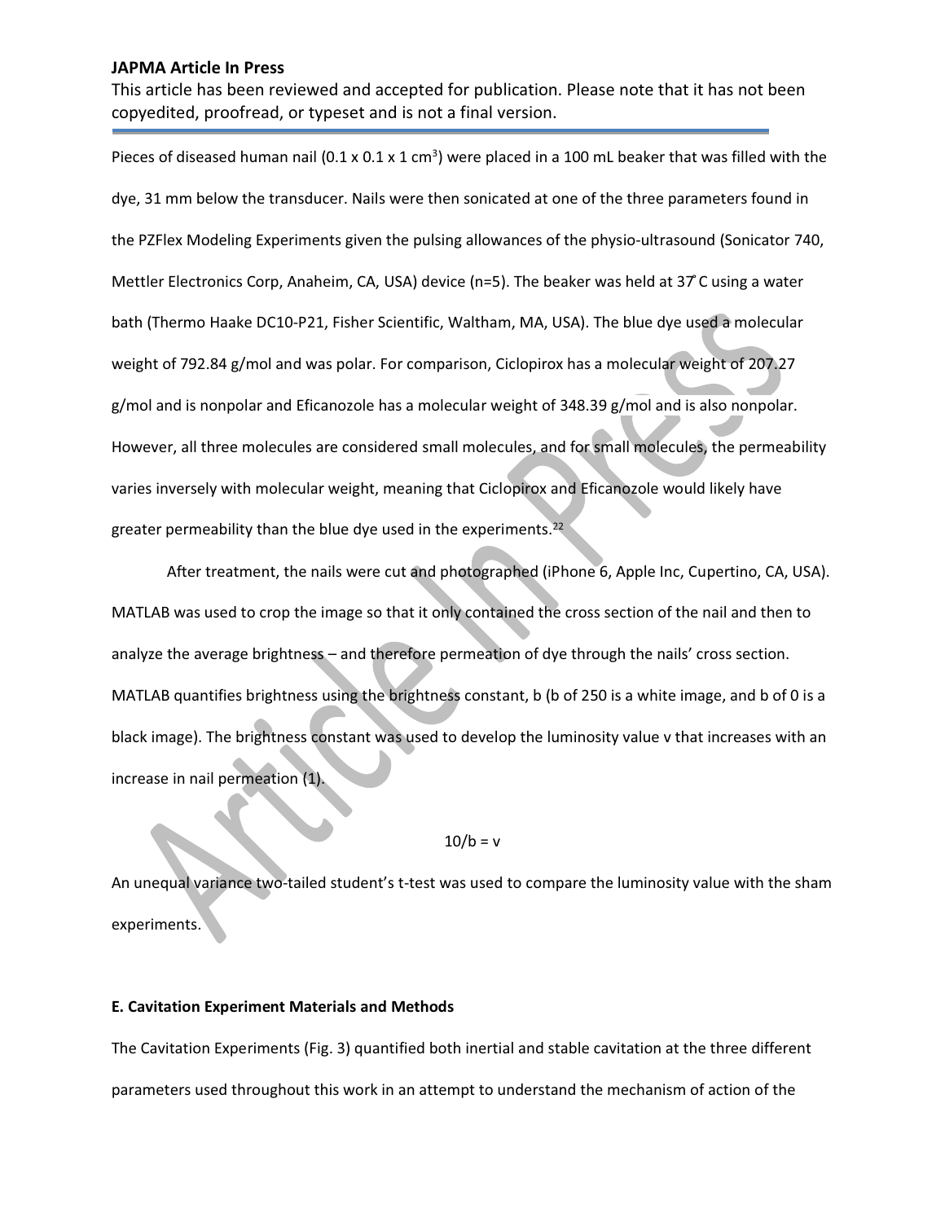Pieces of diseased human nail (0.1 x 0.1 x 1 $cm^3$) were placed in a 100 mL beaker that was filled with the dye, 31 mm below the transducer. Nails were then sonicated at one of the three parameters found in the PZFlex Modeling Experiments given the pulsing allowances of the physio-ultrasound (Sonicator 740, Mettler Electronics Corp, Anaheim, CA, USA) device (n=5). The beaker was held at 37°C using a water bath (Thermo Haake DC10-P21, Fisher Scientific, Waltham, MA, USA). The blue dye used a molecular weight of 792.84 g/mol and was polar. For comparison, Ciclopirox has a molecular weight of 207.27 g/mol and is nonpolar and Eficanozole has a molecular weight of 348.39 g/mol and is also nonpolar. However, all three molecules are considered small molecules, and for small molecules, the permeability varies inversely with molecular weight, meaning that Ciclopirox and Eficanozole would likely have greater permeability than the blue dye used in the experiments.[22]

After treatment, the nails were cut and photographed (iPhone 6, Apple Inc, Cupertino, CA, USA). MATLAB was used to crop the image so that it only contained the cross section of the nail and then to analyze the average brightness – and therefore permeation of dye through the nails' cross section. MATLAB quantifies brightness using the brightness constant, b (b of 250 is a white image, and b of 0 is a black image). The brightness constant was used to develop the luminosity value v that increases with an increase in nail permeation (1).

$$10/b = v$$

An unequal variance two-tailed student's t-test was used to compare the luminosity value with the sham experiments.

**E. Cavitation Experiment Materials and Methods**

The Cavitation Experiments (Fig. 3) quantified both inertial and stable cavitation at the three different parameters used throughout this work in an attempt to understand the mechanism of action of the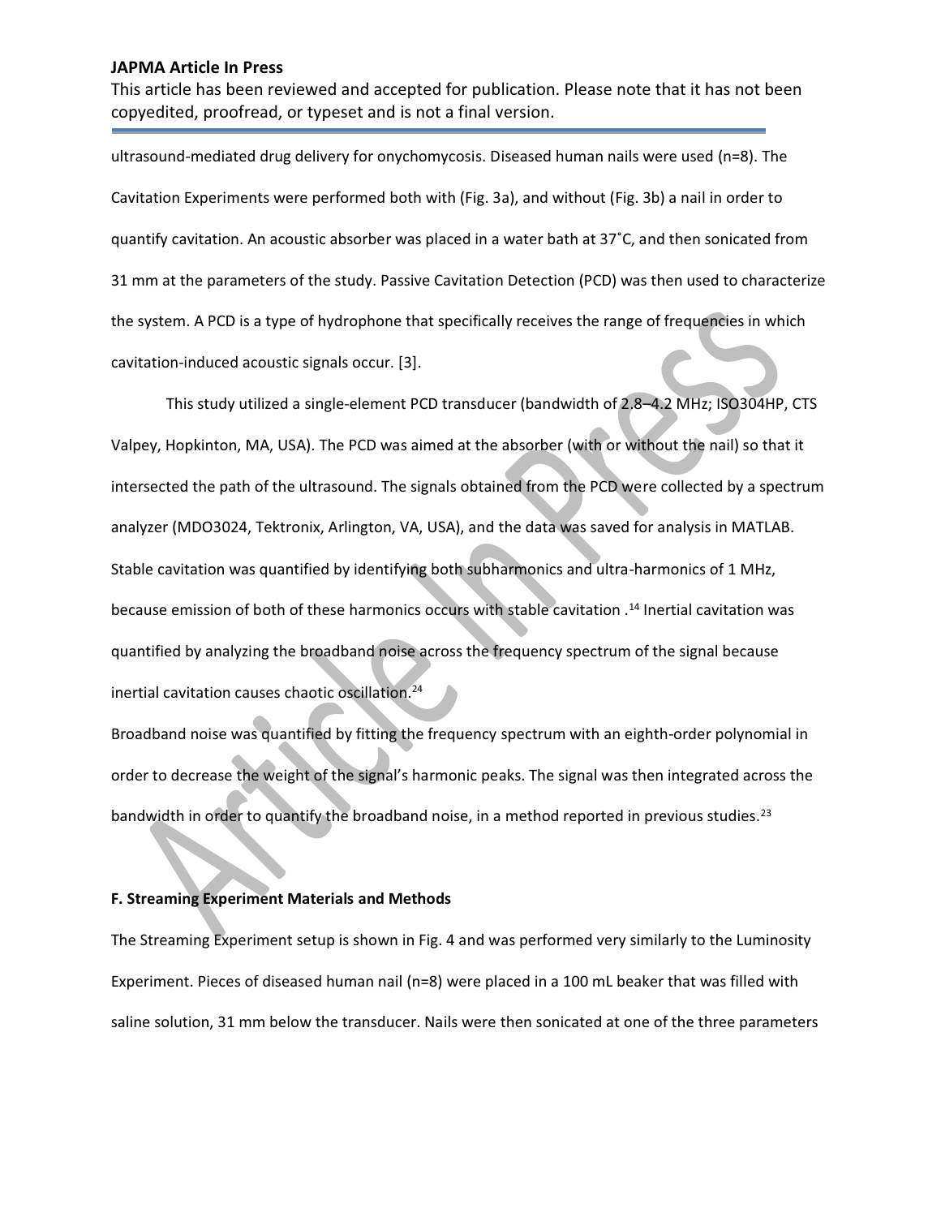ultrasound-mediated drug delivery for onychomycosis. Diseased human nails were used (n=8). The Cavitation Experiments were performed both with (Fig. 3a), and without (Fig. 3b) a nail in order to quantify cavitation. An acoustic absorber was placed in a water bath at 37˚C, and then sonicated from 31 mm at the parameters of the study. Passive Cavitation Detection (PCD) was then used to characterize the system. A PCD is a type of hydrophone that specifically receives the range of frequencies in which cavitation-induced acoustic signals occur. [3].

This study utilized a single-element PCD transducer (bandwidth of 2.8–4.2 MHz; ISO304HP, CTS Valpey, Hopkinton, MA, USA). The PCD was aimed at the absorber (with or without the nail) so that it intersected the path of the ultrasound. The signals obtained from the PCD were collected by a spectrum analyzer (MDO3024, Tektronix, Arlington, VA, USA), and the data was saved for analysis in MATLAB. Stable cavitation was quantified by identifying both subharmonics and ultra-harmonics of 1 MHz, because emission of both of these harmonics occurs with stable cavitation .[14] Inertial cavitation was quantified by analyzing the broadband noise across the frequency spectrum of the signal because inertial cavitation causes chaotic oscillation.[24]

Broadband noise was quantified by fitting the frequency spectrum with an eighth-order polynomial in order to decrease the weight of the signal's harmonic peaks. The signal was then integrated across the bandwidth in order to quantify the broadband noise, in a method reported in previous studies.[23]

**F. Streaming Experiment Materials and Methods**

The Streaming Experiment setup is shown in Fig. 4 and was performed very similarly to the Luminosity Experiment. Pieces of diseased human nail (n=8) were placed in a 100 mL beaker that was filled with saline solution, 31 mm below the transducer. Nails were then sonicated at one of the three parameters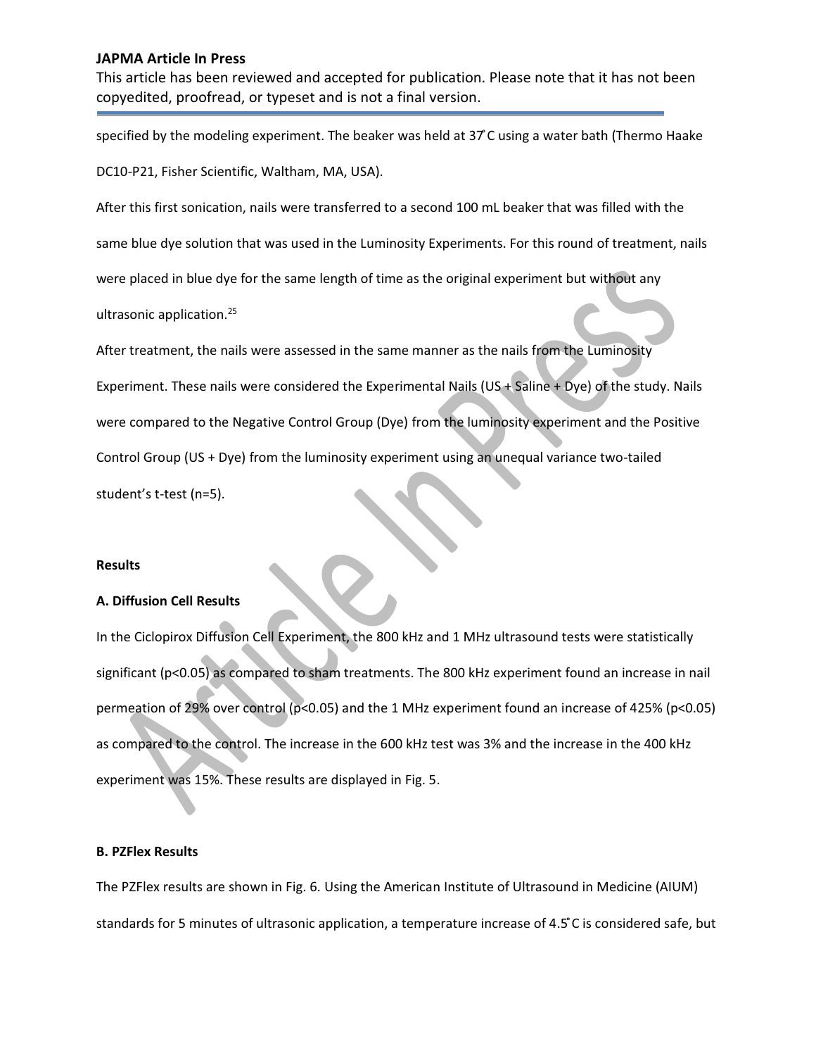specified by the modeling experiment. The beaker was held at 37˚C using a water bath (Thermo Haake DC10-P21, Fisher Scientific, Waltham, MA, USA).

After this first sonication, nails were transferred to a second 100 mL beaker that was filled with the same blue dye solution that was used in the Luminosity Experiments. For this round of treatment, nails were placed in blue dye for the same length of time as the original experiment but without any ultrasonic application.[25]

After treatment, the nails were assessed in the same manner as the nails from the Luminosity Experiment. These nails were considered the Experimental Nails (US + Saline + Dye) of the study. Nails were compared to the Negative Control Group (Dye) from the luminosity experiment and the Positive Control Group (US + Dye) from the luminosity experiment using an unequal variance two-tailed student's t-test (n=5).

## Results

### A. Diffusion Cell Results

In the Ciclopirox Diffusion Cell Experiment, the 800 kHz and 1 MHz ultrasound tests were statistically significant ($p<0.05$) as compared to sham treatments. The 800 kHz experiment found an increase in nail permeation of 29% over control ($p<0.05$) and the 1 MHz experiment found an increase of 425% ($p<0.05$) as compared to the control. The increase in the 600 kHz test was 3% and the increase in the 400 kHz experiment was 15%. These results are displayed in Fig. 5.

### B. PZFlex Results

The PZFlex results are shown in Fig. 6. Using the American Institute of Ultrasound in Medicine (AIUM) standards for 5 minutes of ultrasonic application, a temperature increase of 4.5˚C is considered safe, but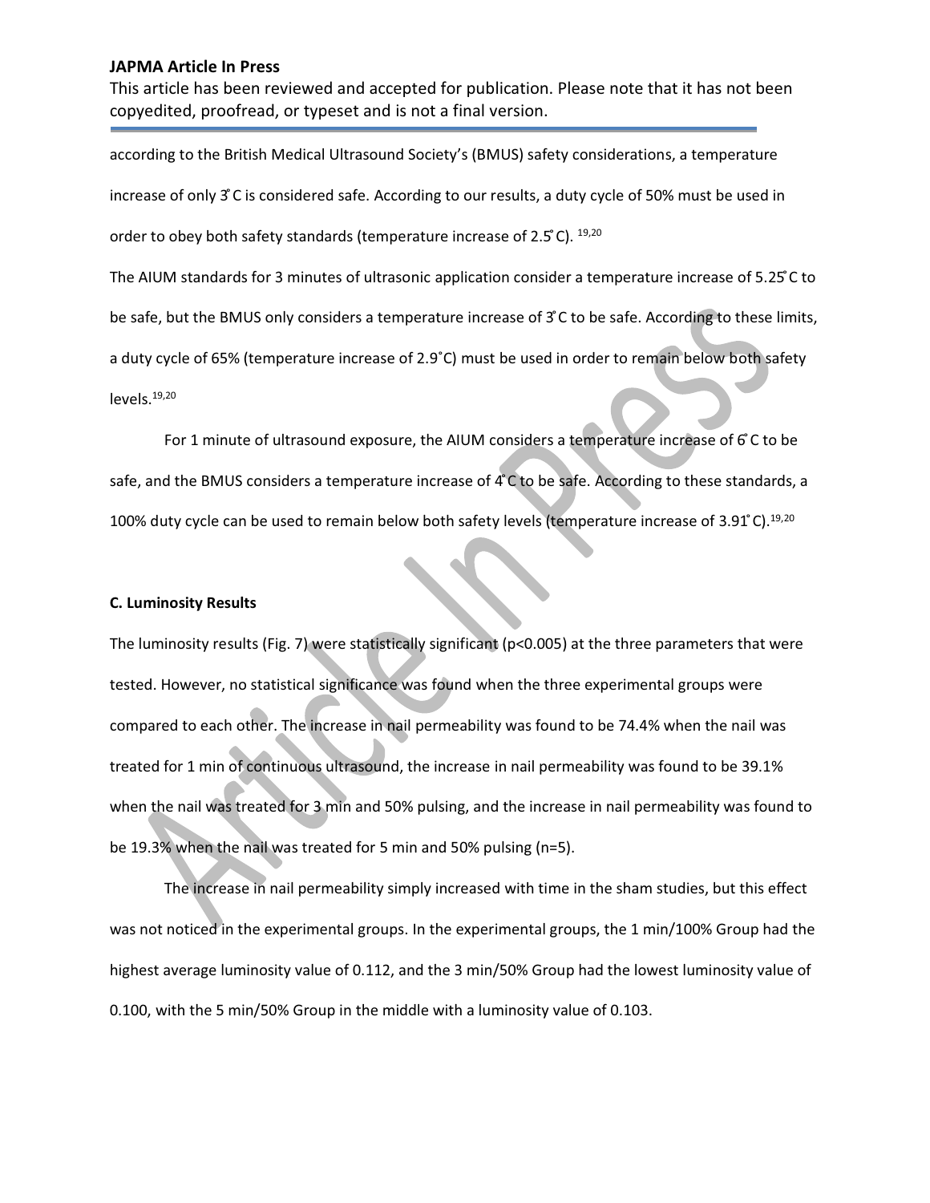according to the British Medical Ultrasound Society's (BMUS) safety considerations, a temperature increase of only 3˚C is considered safe. According to our results, a duty cycle of 50% must be used in order to obey both safety standards (temperature increase of 2.5˚C). [19,20]

The AIUM standards for 3 minutes of ultrasonic application consider a temperature increase of 5.25˚C to be safe, but the BMUS only considers a temperature increase of 3˚C to be safe. According to these limits, a duty cycle of 65% (temperature increase of 2.9˚C) must be used in order to remain below both safety levels.[19,20]

For 1 minute of ultrasound exposure, the AIUM considers a temperature increase of 6˚C to be safe, and the BMUS considers a temperature increase of 4˚C to be safe. According to these standards, a 100% duty cycle can be used to remain below both safety levels (temperature increase of 3.91˚C).[19,20]

**C. Luminosity Results**

The luminosity results (Fig. 7) were statistically significant ($p<0.005$) at the three parameters that were tested. However, no statistical significance was found when the three experimental groups were compared to each other. The increase in nail permeability was found to be 74.4% when the nail was treated for 1 min of continuous ultrasound, the increase in nail permeability was found to be 39.1% when the nail was treated for 3 min and 50% pulsing, and the increase in nail permeability was found to be 19.3% when the nail was treated for 5 min and 50% pulsing (n=5).

The increase in nail permeability simply increased with time in the sham studies, but this effect was not noticed in the experimental groups. In the experimental groups, the 1 min/100% Group had the highest average luminosity value of 0.112, and the 3 min/50% Group had the lowest luminosity value of 0.100, with the 5 min/50% Group in the middle with a luminosity value of 0.103.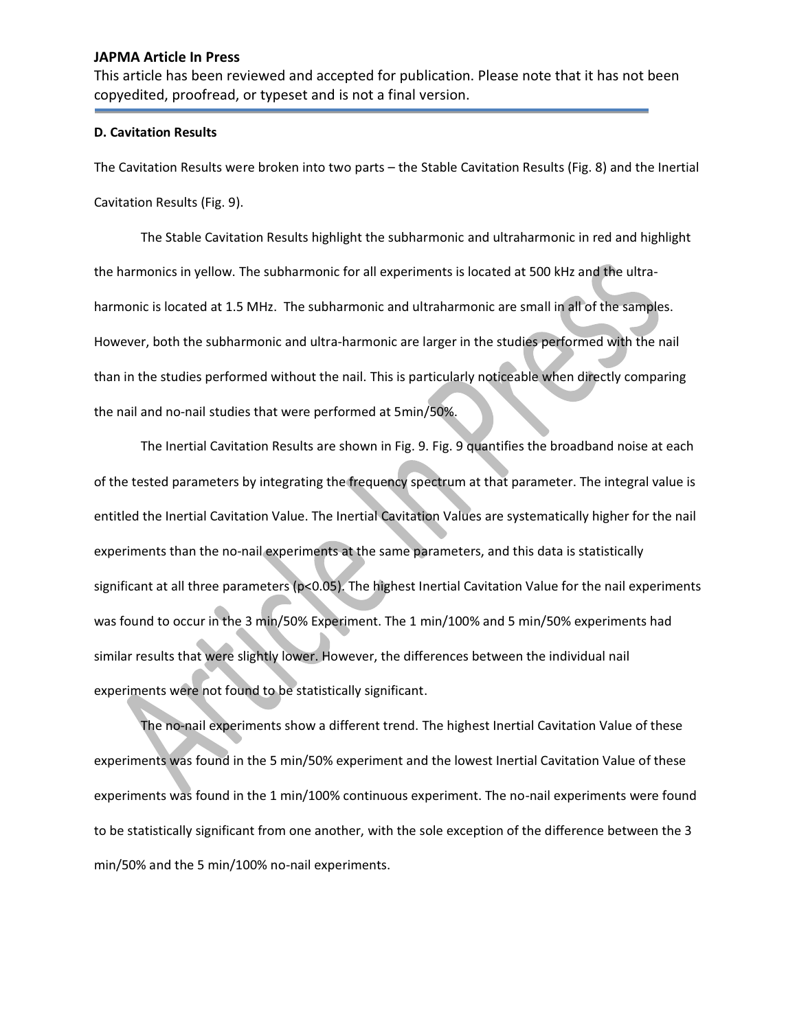#### D. Cavitation Results

The Cavitation Results were broken into two parts – the Stable Cavitation Results (Fig. 8) and the Inertial Cavitation Results (Fig. 9).

The Stable Cavitation Results highlight the subharmonic and ultraharmonic in red and highlight the harmonics in yellow. The subharmonic for all experiments is located at 500 kHz and the ultra-harmonic is located at 1.5 MHz. The subharmonic and ultraharmonic are small in all of the samples. However, both the subharmonic and ultra-harmonic are larger in the studies performed with the nail than in the studies performed without the nail. This is particularly noticeable when directly comparing the nail and no-nail studies that were performed at 5min/50%.

The Inertial Cavitation Results are shown in Fig. 9. Fig. 9 quantifies the broadband noise at each of the tested parameters by integrating the frequency spectrum at that parameter. The integral value is entitled the Inertial Cavitation Value. The Inertial Cavitation Values are systematically higher for the nail experiments than the no-nail experiments at the same parameters, and this data is statistically significant at all three parameters ($p<0.05$). The highest Inertial Cavitation Value for the nail experiments was found to occur in the 3 min/50% Experiment. The 1 min/100% and 5 min/50% experiments had similar results that were slightly lower. However, the differences between the individual nail experiments were not found to be statistically significant.

The no-nail experiments show a different trend. The highest Inertial Cavitation Value of these experiments was found in the 5 min/50% experiment and the lowest Inertial Cavitation Value of these experiments was found in the 1 min/100% continuous experiment. The no-nail experiments were found to be statistically significant from one another, with the sole exception of the difference between the 3 min/50% and the 5 min/100% no-nail experiments.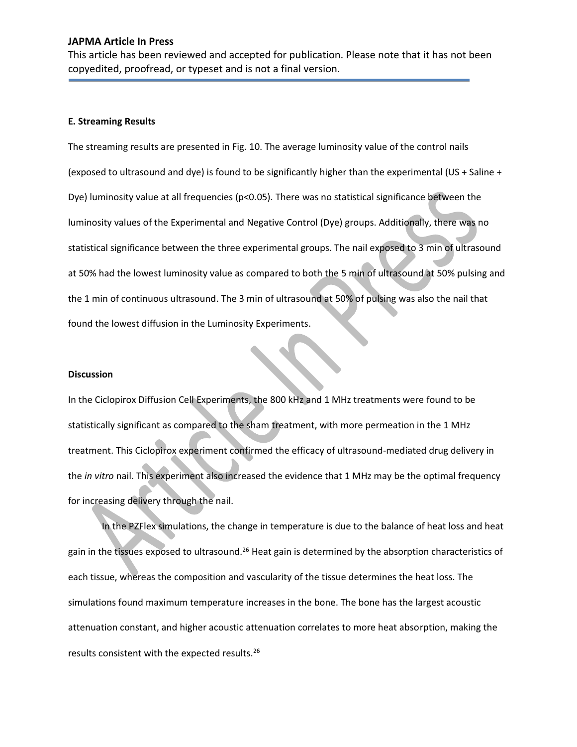**E. Streaming Results**

The streaming results are presented in Fig. 10. The average luminosity value of the control nails (exposed to ultrasound and dye) is found to be significantly higher than the experimental (US + Saline + Dye) luminosity value at all frequencies ($p<0.05$). There was no statistical significance between the luminosity values of the Experimental and Negative Control (Dye) groups. Additionally, there was no statistical significance between the three experimental groups. The nail exposed to 3 min of ultrasound at 50% had the lowest luminosity value as compared to both the 5 min of ultrasound at 50% pulsing and the 1 min of continuous ultrasound. The 3 min of ultrasound at 50% of pulsing was also the nail that found the lowest diffusion in the Luminosity Experiments.

**Discussion**

In the Ciclopirox Diffusion Cell Experiments, the 800 kHz and 1 MHz treatments were found to be statistically significant as compared to the sham treatment, with more permeation in the 1 MHz treatment. This Ciclopirox experiment confirmed the efficacy of ultrasound-mediated drug delivery in the *in vitro* nail. This experiment also increased the evidence that 1 MHz may be the optimal frequency for increasing delivery through the nail.

In the PZFlex simulations, the change in temperature is due to the balance of heat loss and heat gain in the tissues exposed to ultrasound.[26] Heat gain is determined by the absorption characteristics of each tissue, whereas the composition and vascularity of the tissue determines the heat loss. The simulations found maximum temperature increases in the bone. The bone has the largest acoustic attenuation constant, and higher acoustic attenuation correlates to more heat absorption, making the results consistent with the expected results.[26]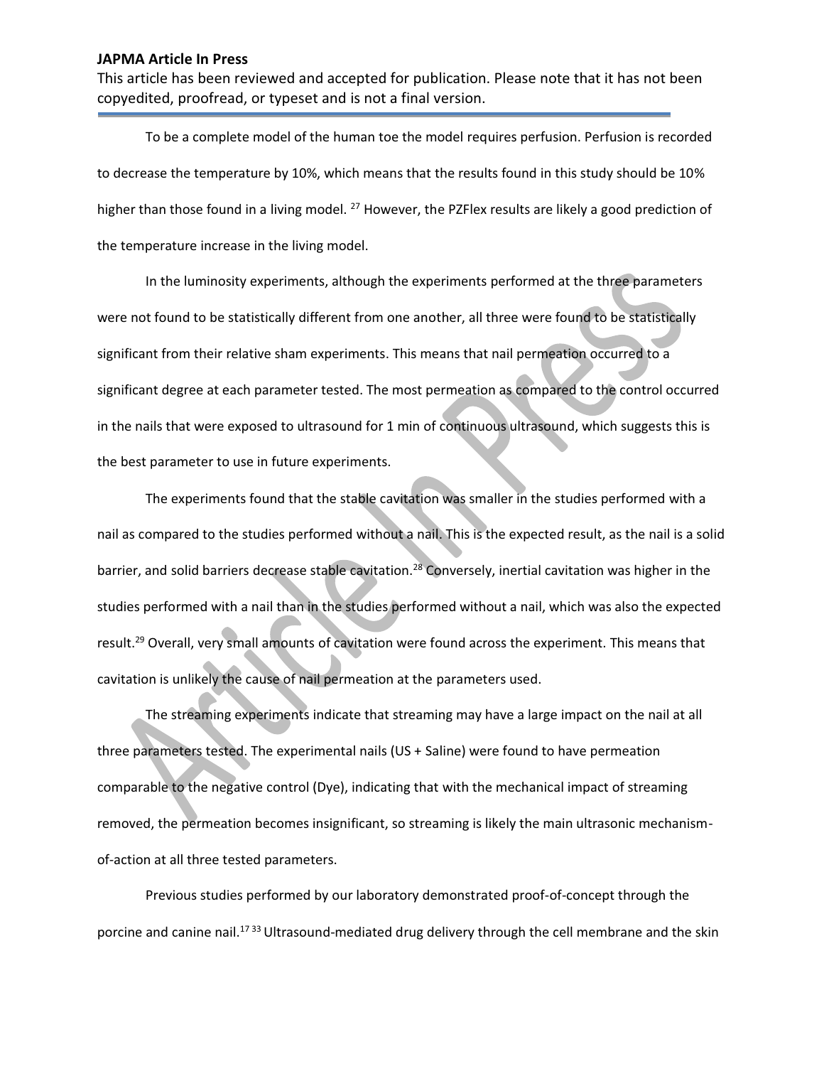To be a complete model of the human toe the model requires perfusion. Perfusion is recorded to decrease the temperature by 10%, which means that the results found in this study should be 10% higher than those found in a living model. [27] However, the PZFlex results are likely a good prediction of the temperature increase in the living model.

In the luminosity experiments, although the experiments performed at the three parameters were not found to be statistically different from one another, all three were found to be statistically significant from their relative sham experiments. This means that nail permeation occurred to a significant degree at each parameter tested. The most permeation as compared to the control occurred in the nails that were exposed to ultrasound for 1 min of continuous ultrasound, which suggests this is the best parameter to use in future experiments.

The experiments found that the stable cavitation was smaller in the studies performed with a nail as compared to the studies performed without a nail. This is the expected result, as the nail is a solid barrier, and solid barriers decrease stable cavitation.[28] Conversely, inertial cavitation was higher in the studies performed with a nail than in the studies performed without a nail, which was also the expected result.[29] Overall, very small amounts of cavitation were found across the experiment. This means that cavitation is unlikely the cause of nail permeation at the parameters used.

The streaming experiments indicate that streaming may have a large impact on the nail at all three parameters tested. The experimental nails (US + Saline) were found to have permeation comparable to the negative control (Dye), indicating that with the mechanical impact of streaming removed, the permeation becomes insignificant, so streaming is likely the main ultrasonic mechanism-of-action at all three tested parameters.

Previous studies performed by our laboratory demonstrated proof-of-concept through the porcine and canine nail.[17 33] Ultrasound-mediated drug delivery through the cell membrane and the skin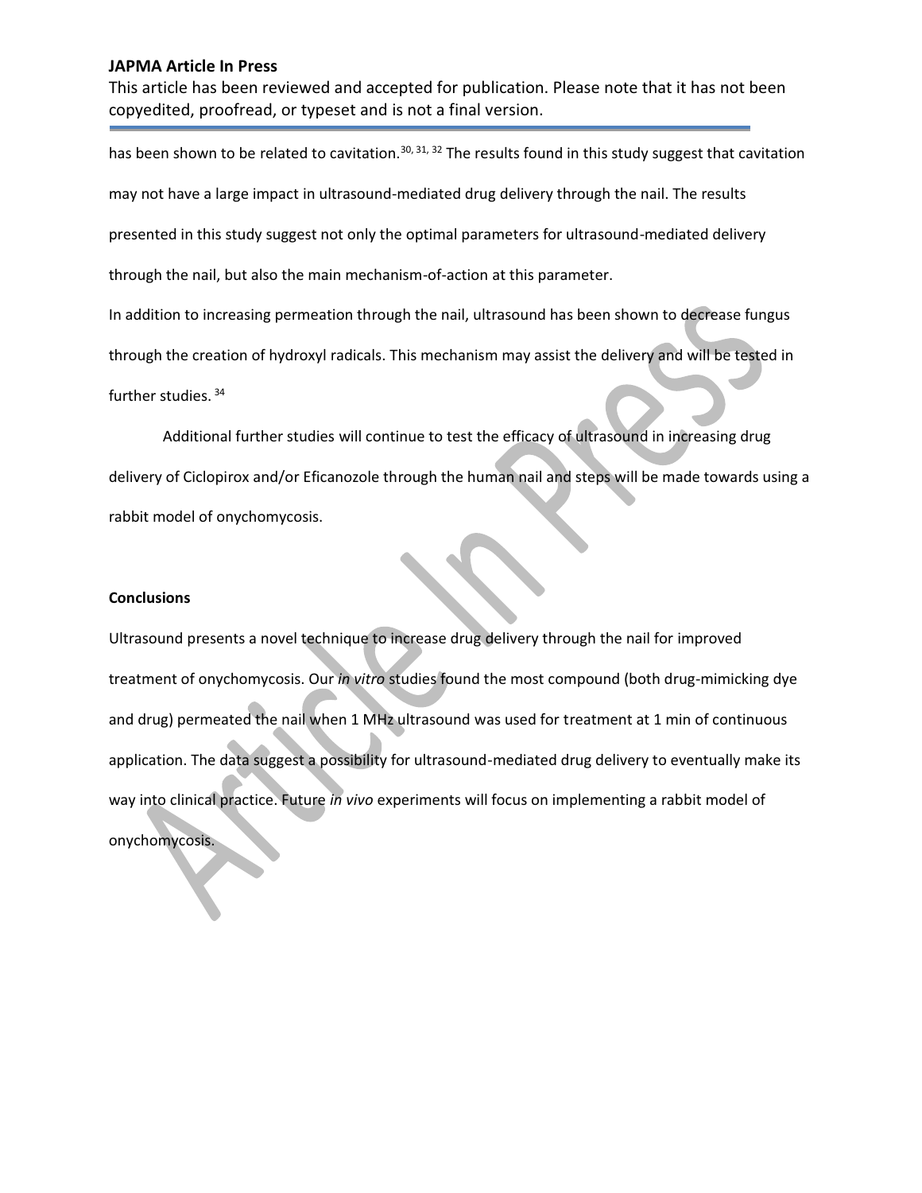has been shown to be related to cavitation.[30, 31, 32] The results found in this study suggest that cavitation may not have a large impact in ultrasound-mediated drug delivery through the nail. The results presented in this study suggest not only the optimal parameters for ultrasound-mediated delivery through the nail, but also the main mechanism-of-action at this parameter.

In addition to increasing permeation through the nail, ultrasound has been shown to decrease fungus through the creation of hydroxyl radicals. This mechanism may assist the delivery and will be tested in further studies. [34]

Additional further studies will continue to test the efficacy of ultrasound in increasing drug delivery of Ciclopirox and/or Eficanozole through the human nail and steps will be made towards using a rabbit model of onychomycosis.

**Conclusions**

Ultrasound presents a novel technique to increase drug delivery through the nail for improved treatment of onychomycosis. Our *in vitro* studies found the most compound (both drug-mimicking dye and drug) permeated the nail when 1 MHz ultrasound was used for treatment at 1 min of continuous application. The data suggest a possibility for ultrasound-mediated drug delivery to eventually make its way into clinical practice. Future *in vivo* experiments will focus on implementing a rabbit model of onychomycosis.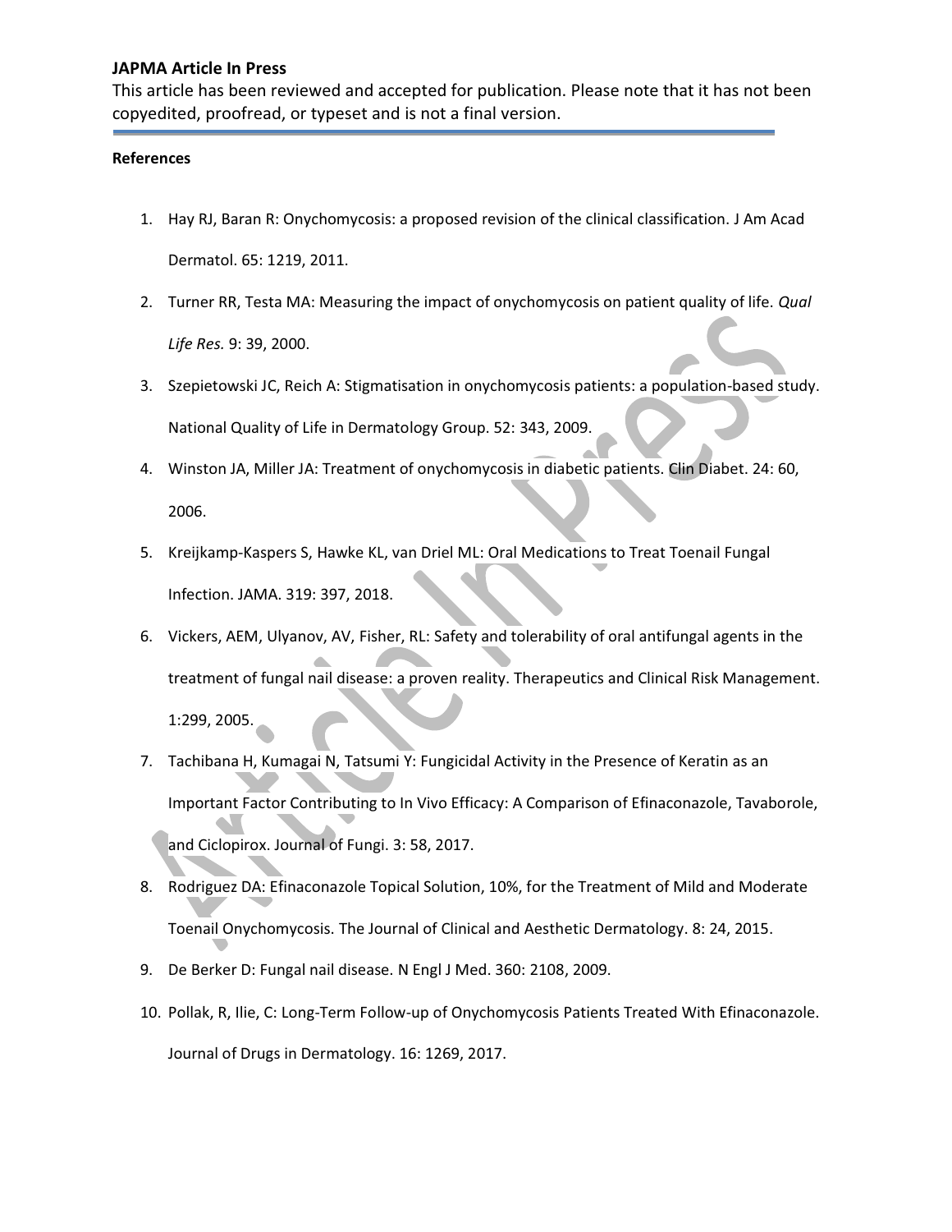**References**

1. Hay RJ, Baran R: Onychomycosis: a proposed revision of the clinical classification. J Am Acad Dermatol. 65: 1219, 2011.
2. Turner RR, Testa MA: Measuring the impact of onychomycosis on patient quality of life. *Qual Life Res.* 9: 39, 2000.
3. Szepietowski JC, Reich A: Stigmatisation in onychomycosis patients: a population-based study. National Quality of Life in Dermatology Group. 52: 343, 2009.
4. Winston JA, Miller JA: Treatment of onychomycosis in diabetic patients. Clin Diabet. 24: 60, 2006.
5. Kreijkamp-Kaspers S, Hawke KL, van Driel ML: Oral Medications to Treat Toenail Fungal Infection. JAMA. 319: 397, 2018.
6. Vickers, AEM, Ulyanov, AV, Fisher, RL: Safety and tolerability of oral antifungal agents in the treatment of fungal nail disease: a proven reality. Therapeutics and Clinical Risk Management. 1:299, 2005.
7. Tachibana H, Kumagai N, Tatsumi Y: Fungicidal Activity in the Presence of Keratin as an Important Factor Contributing to In Vivo Efficacy: A Comparison of Efinaconazole, Tavaborole, and Ciclopirox. Journal of Fungi. 3: 58, 2017.
8. Rodriguez DA: Efinaconazole Topical Solution, 10%, for the Treatment of Mild and Moderate Toenail Onychomycosis. The Journal of Clinical and Aesthetic Dermatology. 8: 24, 2015.
9. De Berker D: Fungal nail disease. N Engl J Med. 360: 2108, 2009.
10. Pollak, R, Ilie, C: Long-Term Follow-up of Onychomycosis Patients Treated With Efinaconazole. Journal of Drugs in Dermatology. 16: 1269, 2017.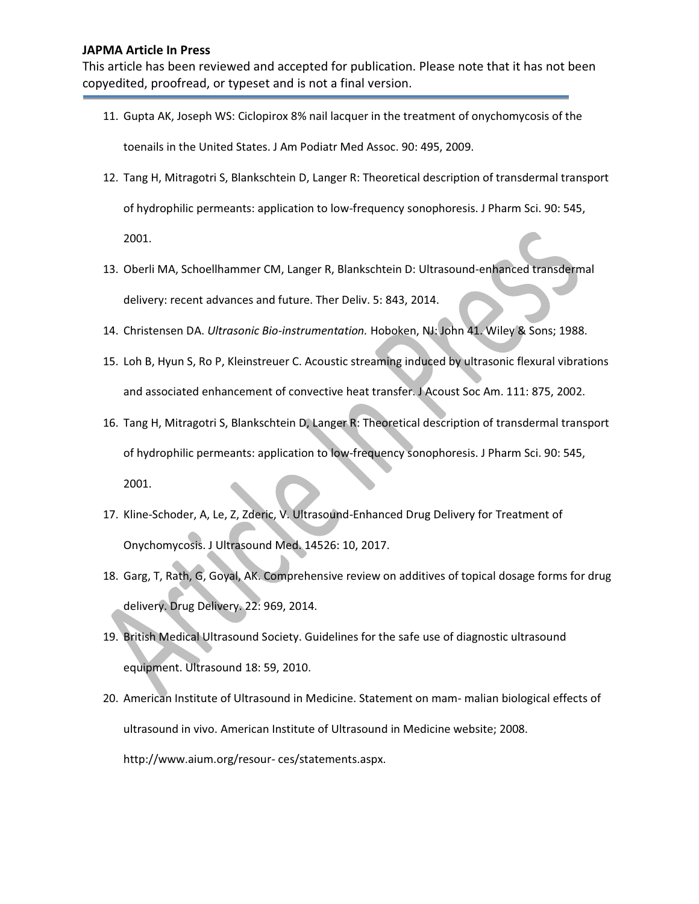11. Gupta AK, Joseph WS: Ciclopirox 8% nail lacquer in the treatment of onychomycosis of the toenails in the United States. J Am Podiatr Med Assoc. 90: 495, 2009.
12. Tang H, Mitragotri S, Blankschtein D, Langer R: Theoretical description of transdermal transport of hydrophilic permeants: application to low-frequency sonophoresis. J Pharm Sci. 90: 545, 2001.
13. Oberli MA, Schoellhammer CM, Langer R, Blankschtein D: Ultrasound-enhanced transdermal delivery: recent advances and future. Ther Deliv. 5: 843, 2014.
14. Christensen DA. *Ultrasonic Bio-instrumentation.* Hoboken, NJ: John 41. Wiley & Sons; 1988.
15. Loh B, Hyun S, Ro P, Kleinstreuer C. Acoustic streaming induced by ultrasonic flexural vibrations and associated enhancement of convective heat transfer. J Acoust Soc Am. 111: 875, 2002.
16. Tang H, Mitragotri S, Blankschtein D, Langer R: Theoretical description of transdermal transport of hydrophilic permeants: application to low-frequency sonophoresis. J Pharm Sci. 90: 545, 2001.
17. Kline-Schoder, A, Le, Z, Zderic, V. Ultrasound-Enhanced Drug Delivery for Treatment of Onychomycosis. J Ultrasound Med. 14526: 10, 2017.
18. Garg, T, Rath, G, Goyal, AK. Comprehensive review on additives of topical dosage forms for drug delivery. Drug Delivery. 22: 969, 2014.
19. British Medical Ultrasound Society. Guidelines for the safe use of diagnostic ultrasound equipment. Ultrasound 18: 59, 2010.
20. American Institute of Ultrasound in Medicine. Statement on mam- malian biological effects of ultrasound in vivo. American Institute of Ultrasound in Medicine website; 2008. http://www.aium.org/resour- ces/statements.aspx.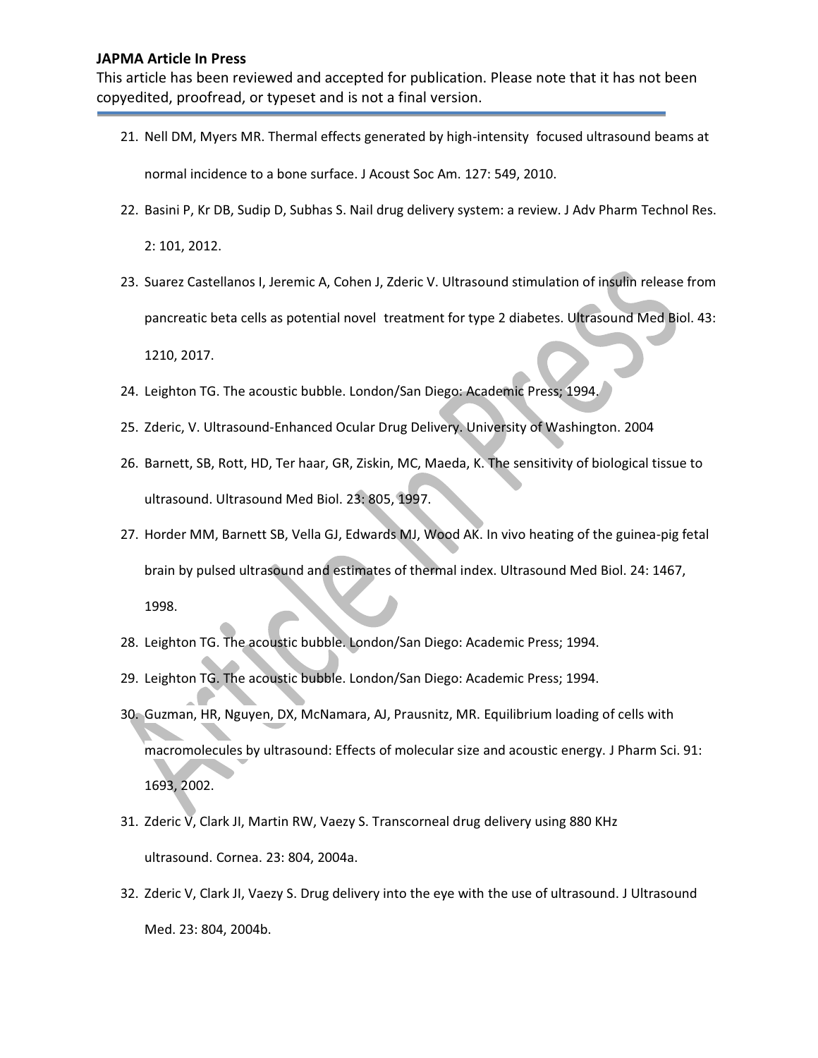21. Nell DM, Myers MR. Thermal effects generated by high-intensity focused ultrasound beams at normal incidence to a bone surface. J Acoust Soc Am. 127: 549, 2010.
22. Basini P, Kr DB, Sudip D, Subhas S. Nail drug delivery system: a review. J Adv Pharm Technol Res. 2: 101, 2012.
23. Suarez Castellanos I, Jeremic A, Cohen J, Zderic V. Ultrasound stimulation of insulin release from pancreatic beta cells as potential novel treatment for type 2 diabetes. Ultrasound Med Biol. 43: 1210, 2017.
24. Leighton TG. The acoustic bubble. London/San Diego: Academic Press; 1994.
25. Zderic, V. Ultrasound-Enhanced Ocular Drug Delivery. University of Washington. 2004
26. Barnett, SB, Rott, HD, Ter haar, GR, Ziskin, MC, Maeda, K. The sensitivity of biological tissue to ultrasound. Ultrasound Med Biol. 23: 805, 1997.
27. Horder MM, Barnett SB, Vella GJ, Edwards MJ, Wood AK. In vivo heating of the guinea-pig fetal brain by pulsed ultrasound and estimates of thermal index. Ultrasound Med Biol. 24: 1467, 1998.
28. Leighton TG. The acoustic bubble. London/San Diego: Academic Press; 1994.
29. Leighton TG. The acoustic bubble. London/San Diego: Academic Press; 1994.
30. Guzman, HR, Nguyen, DX, McNamara, AJ, Prausnitz, MR. Equilibrium loading of cells with macromolecules by ultrasound: Effects of molecular size and acoustic energy. J Pharm Sci. 91: 1693, 2002.
31. Zderic V, Clark JI, Martin RW, Vaezy S. Transcorneal drug delivery using 880 KHz ultrasound. Cornea. 23: 804, 2004a.
32. Zderic V, Clark JI, Vaezy S. Drug delivery into the eye with the use of ultrasound. J Ultrasound Med. 23: 804, 2004b.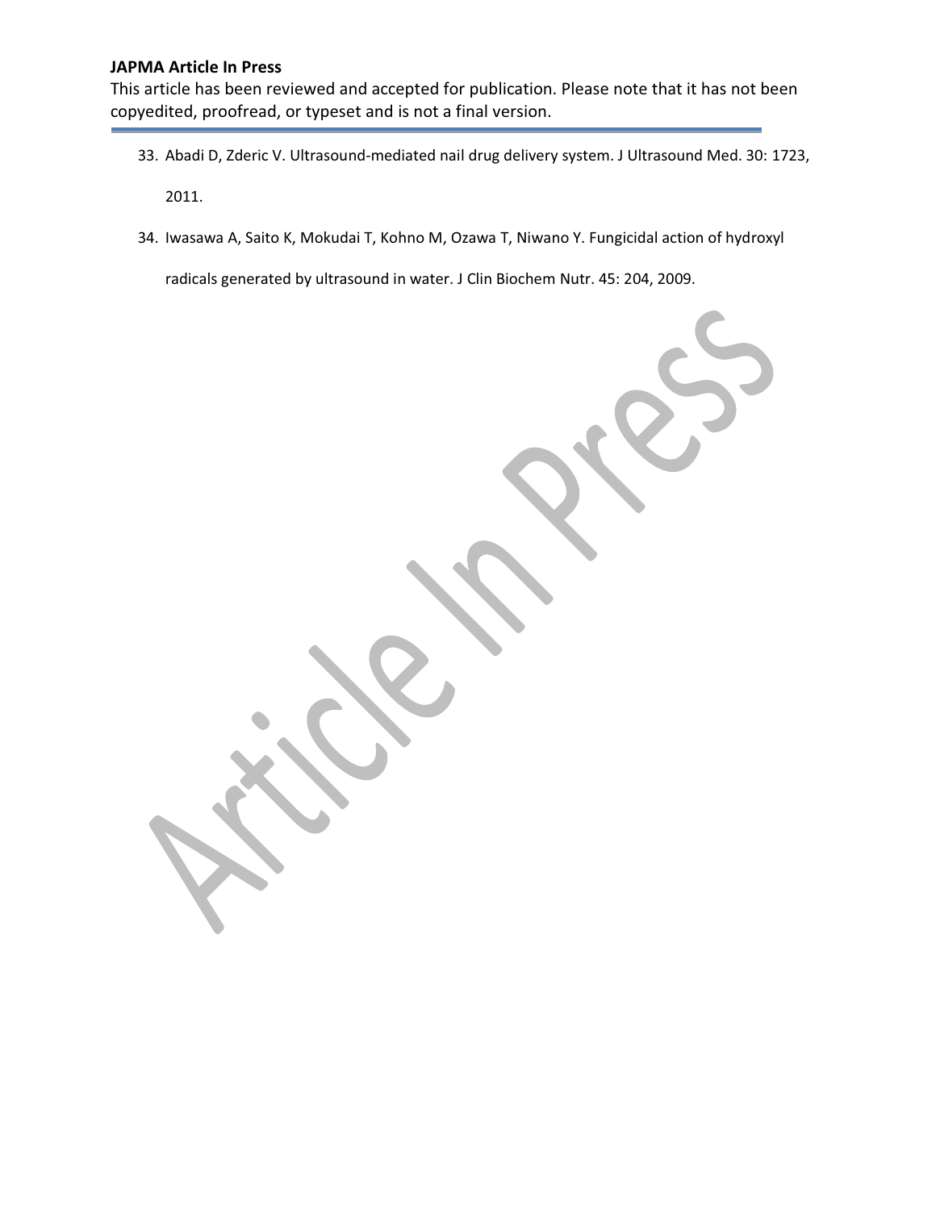33. Abadi D, Zderic V. Ultrasound-mediated nail drug delivery system. J Ultrasound Med. 30: 1723, 2011.
34. Iwasawa A, Saito K, Mokudai T, Kohno M, Ozawa T, Niwano Y. Fungicidal action of hydroxyl radicals generated by ultrasound in water. J Clin Biochem Nutr. 45: 204, 2009.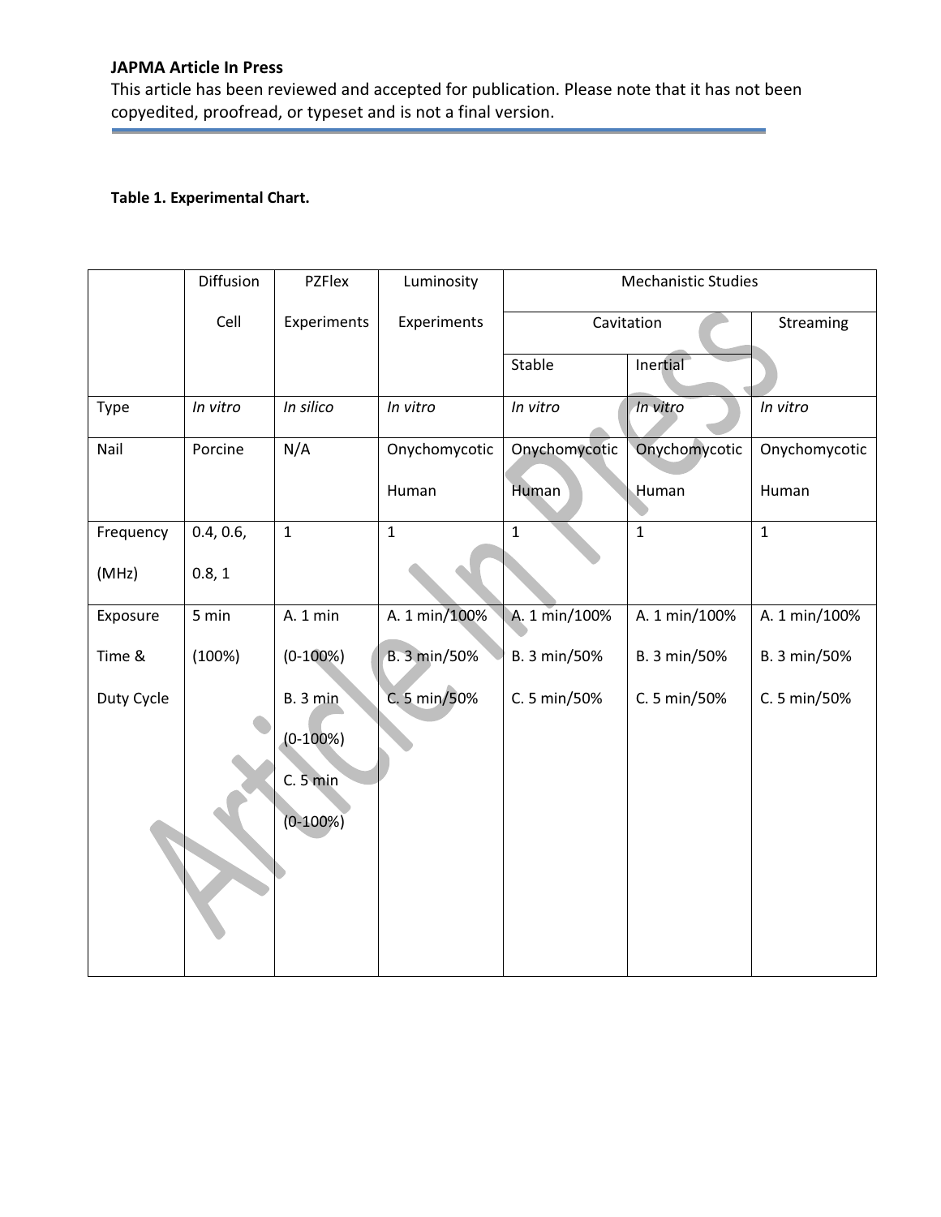**Table 1. Experimental Chart.**

| | Diffusion Cell | PZFlex Experiments | Luminosity Experiments | Mechanistic Studies | | |
|---|---|---|---|---|---|---|
| | | | | Cavitation | | Streaming |
| | | | | Stable | Inertial | |
| Type | *In vitro* | *In silico* | *In vitro* | *In vitro* | *In vitro* | *In vitro* |
| Nail | Porcine | N/A | Onychomycotic Human | Onychomycotic Human | Onychomycotic Human | Onychomycotic Human |
| Frequency (MHz) | 0.4, 0.6, 0.8, 1 | 1 | 1 | 1 | 1 | 1 |
| Exposure Time & Duty Cycle | 5 min (100%) | A. 1 min (0-100%) B. 3 min (0-100%) C. 5 min (0-100%) | A. 1 min/100% B. 3 min/50% C. 5 min/50% | A. 1 min/100% B. 3 min/50% C. 5 min/50% | A. 1 min/100% B. 3 min/50% C. 5 min/50% | A. 1 min/100% B. 3 min/50% C. 5 min/50% |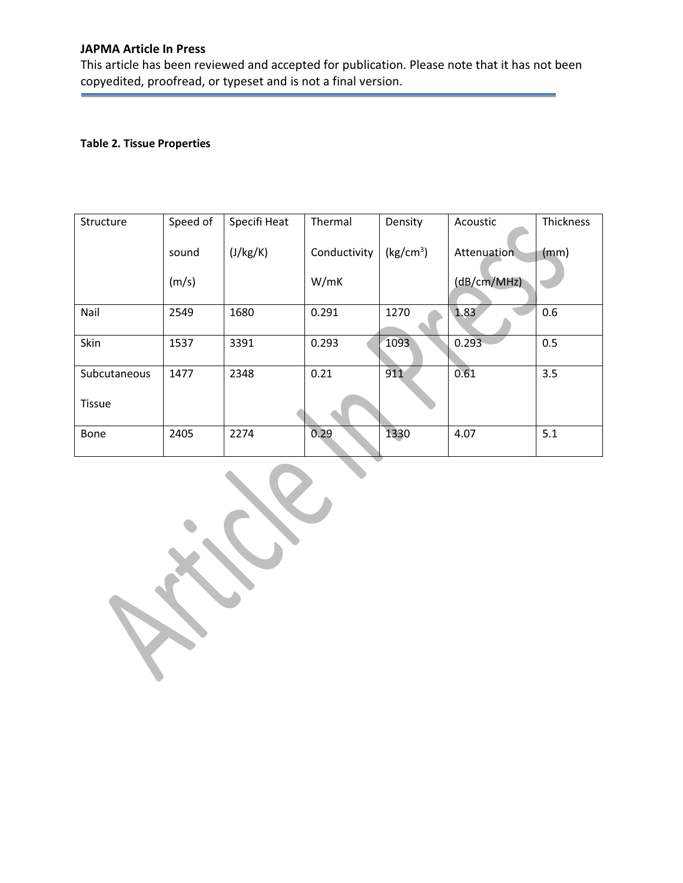**Table 2. Tissue Properties**

| Structure | Speed of sound (m/s) | Specifi Heat (J/kg/K) | Thermal Conductivity W/mK | Density (kg/cm$^3$) | Acoustic Attenuation (dB/cm/MHz) | Thickness (mm) |
|---|---|---|---|---|---|---|
| Nail | 2549 | 1680 | 0.291 | 1270 | 1.83 | 0.6 |
| Skin | 1537 | 3391 | 0.293 | 1093 | 0.293 | 0.5 |
| Subcutaneous Tissue | 1477 | 2348 | 0.21 | 911 | 0.61 | 3.5 |
| Bone | 2405 | 2274 | 0.29 | 1330 | 4.07 | 5.1 |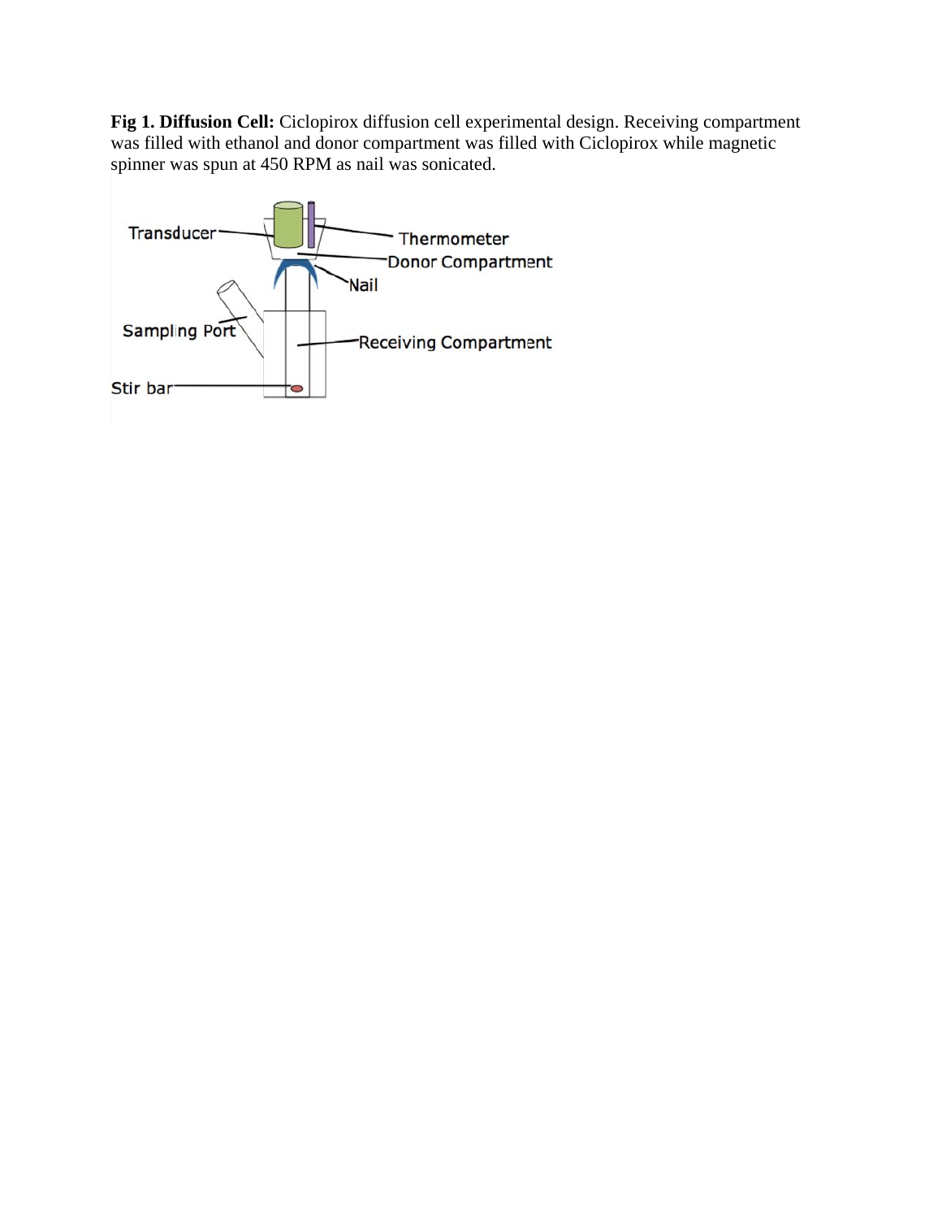**Fig 1. Diffusion Cell:** Ciclopirox diffusion cell experimental design. Receiving compartment was filled with ethanol and donor compartment was filled with Ciclopirox while magnetic spinner was spun at 450 RPM as nail was sonicated.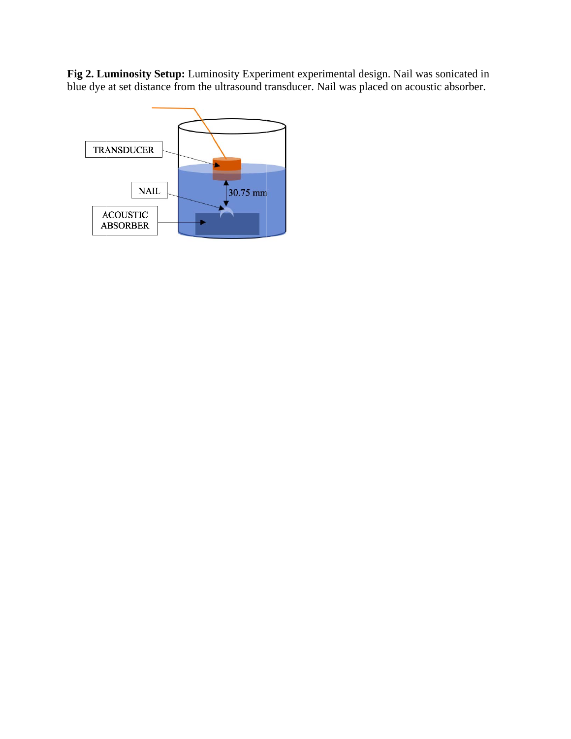**Fig 2. Luminosity Setup:** Luminosity Experiment experimental design. Nail was sonicated in blue dye at set distance from the ultrasound transducer. Nail was placed on acoustic absorber.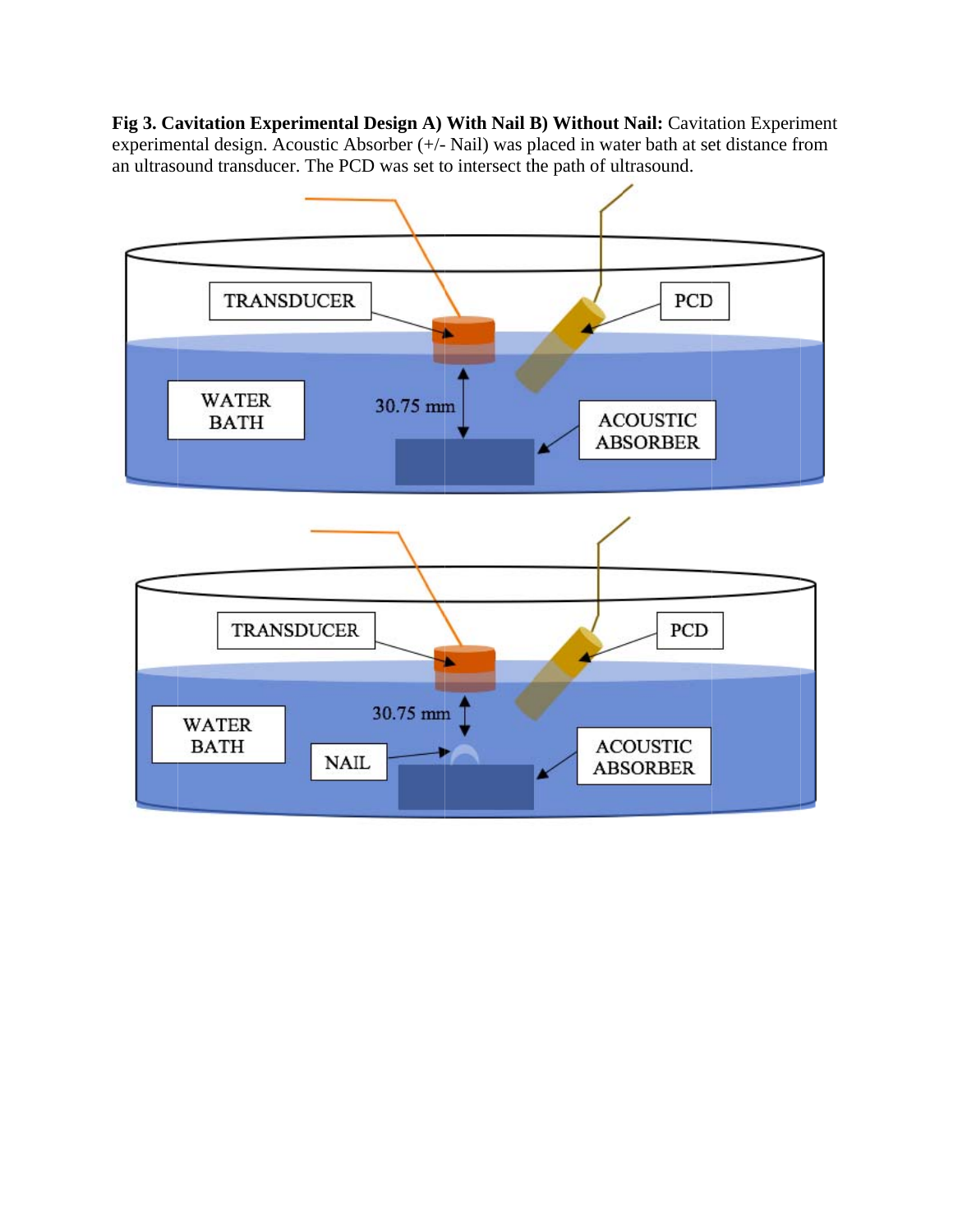**Fig 3. Cavitation Experimental Design A) With Nail B) Without Nail:** Cavitation Experiment experimental design. Acoustic Absorber (+/- Nail) was placed in water bath at set distance from an ultrasound transducer. The PCD was set to intersect the path of ultrasound.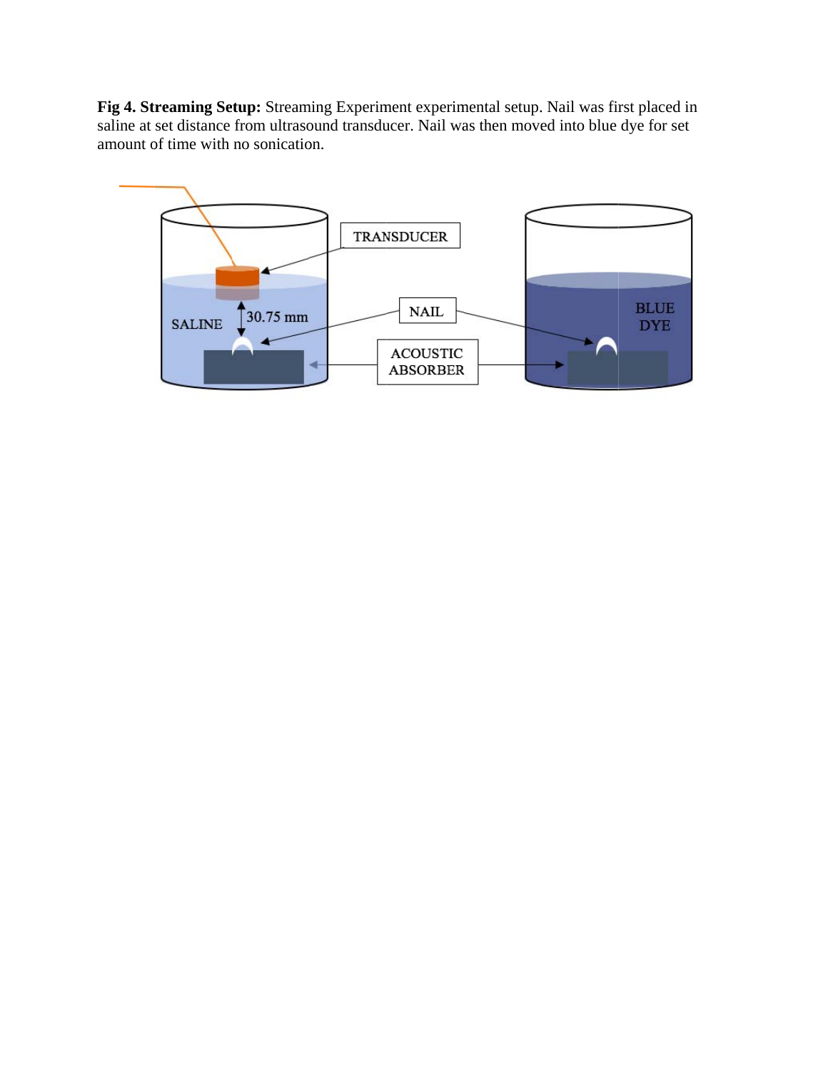**Fig 4. Streaming Setup:** Streaming Experiment experimental setup. Nail was first placed in saline at set distance from ultrasound transducer. Nail was then moved into blue dye for set amount of time with no sonication.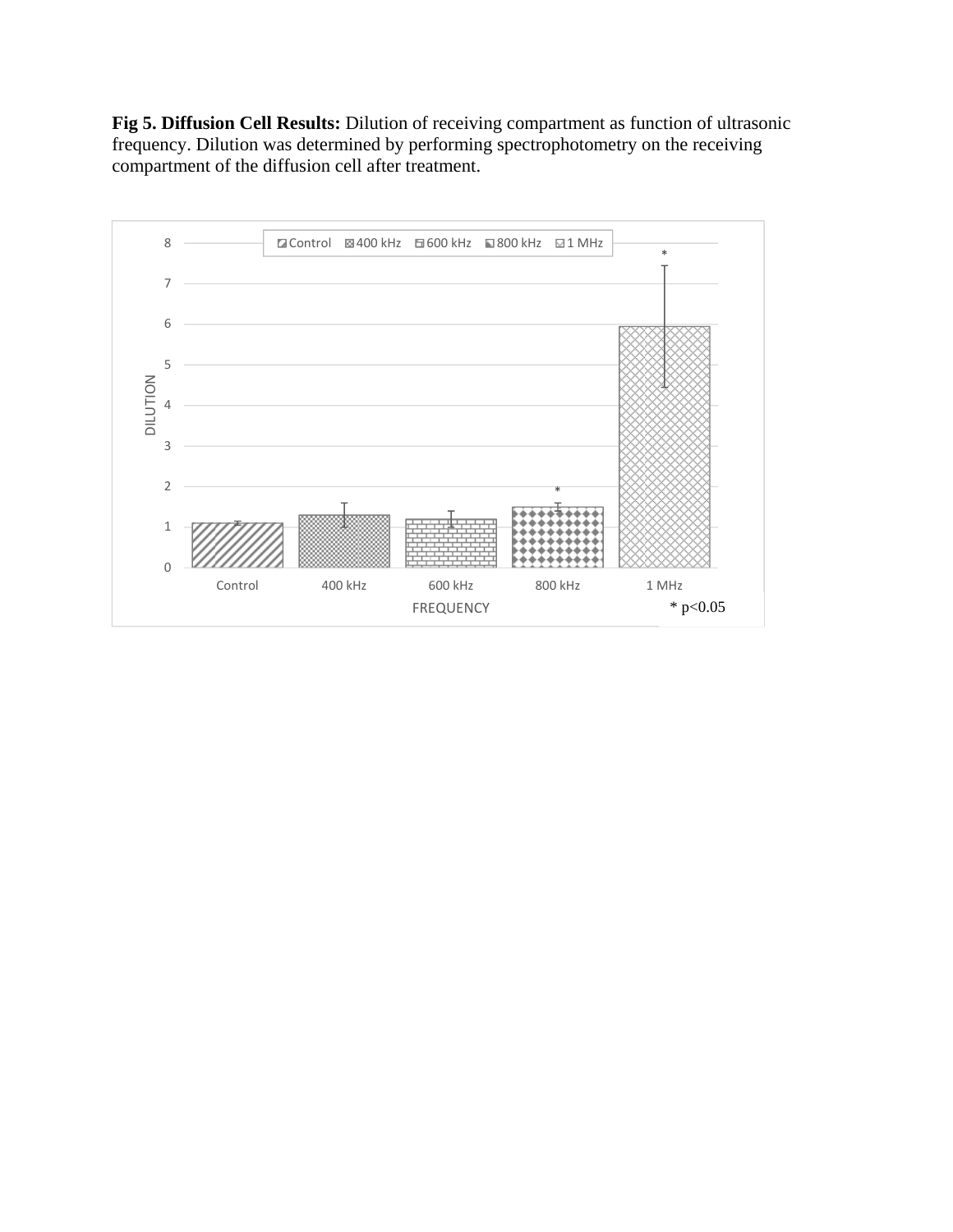**Fig 5. Diffusion Cell Results:** Dilution of receiving compartment as function of ultrasonic frequency. Dilution was determined by performing spectrophotometry on the receiving compartment of the diffusion cell after treatment.

* p<0.05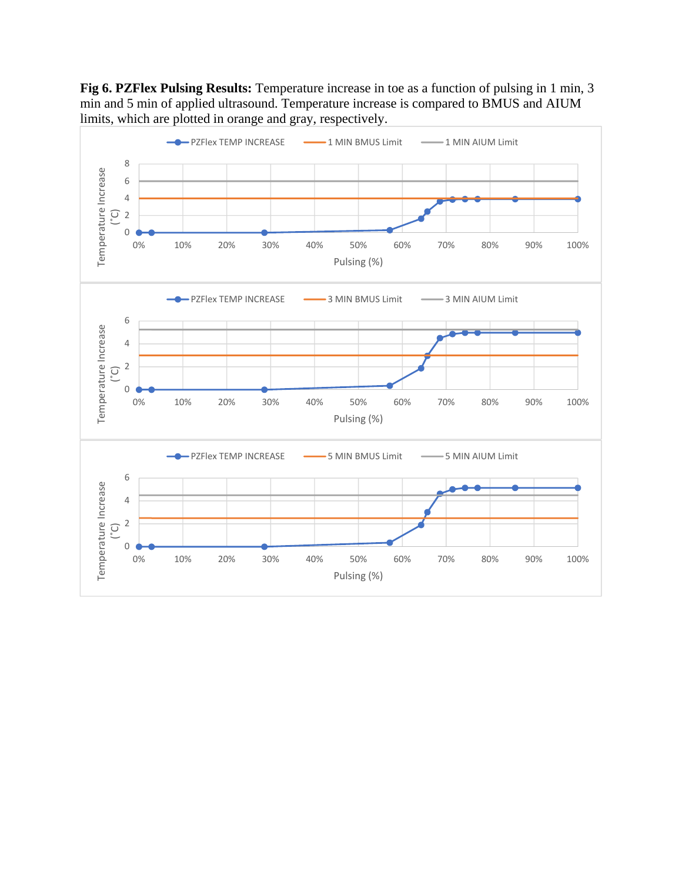**Fig 6. PZFlex Pulsing Results:** Temperature increase in toe as a function of pulsing in 1 min, 3 min and 5 min of applied ultrasound. Temperature increase is compared to BMUS and AIUM limits, which are plotted in orange and gray, respectively.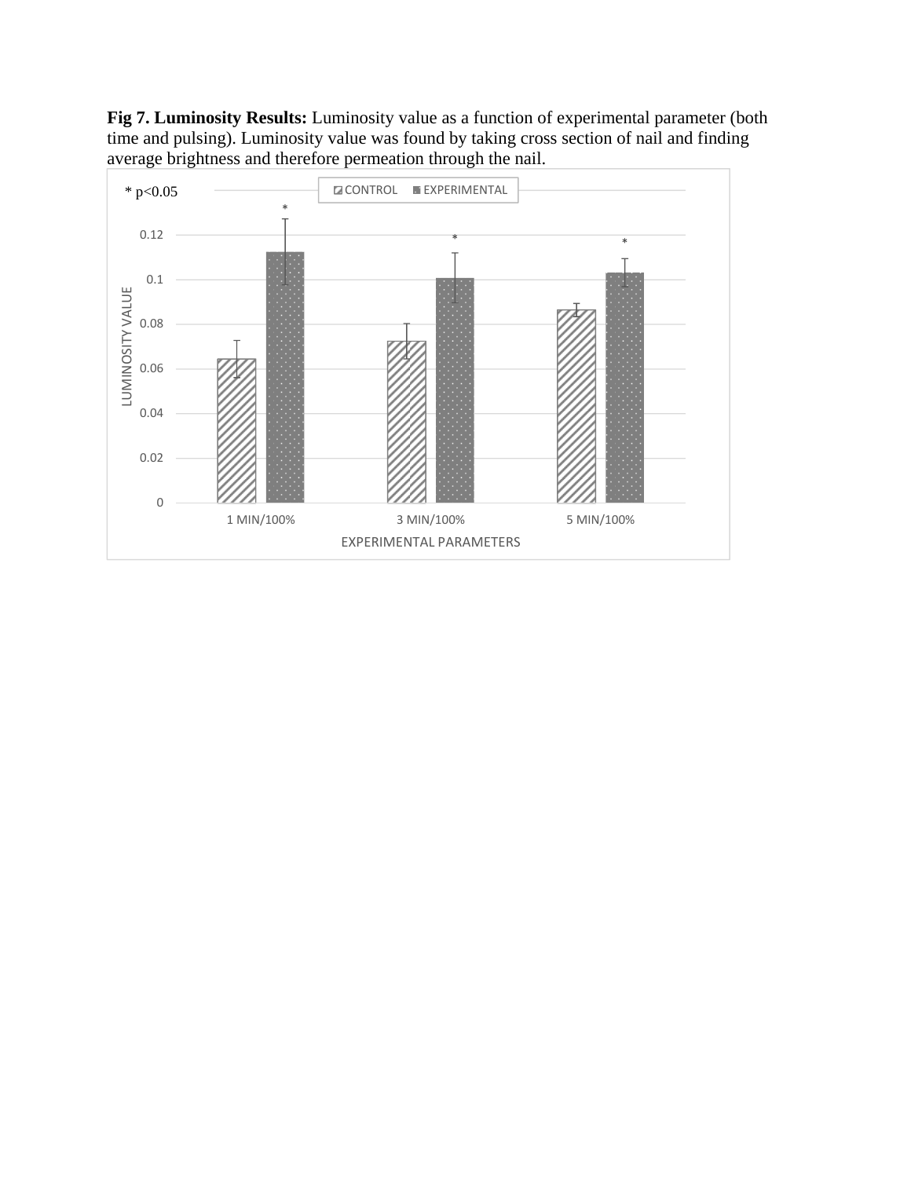**Fig 7. Luminosity Results:** Luminosity value as a function of experimental parameter (both time and pulsing). Luminosity value was found by taking cross section of nail and finding average brightness and therefore permeation through the nail.

* p<0.05

CONTROL EXPERIMENTAL

LUMINOSITY VALUE

0.12

0.1

0.08

0.06

0.04

0.02

0

1 MIN/100% 3 MIN/100% 5 MIN/100%

EXPERIMENTAL PARAMETERS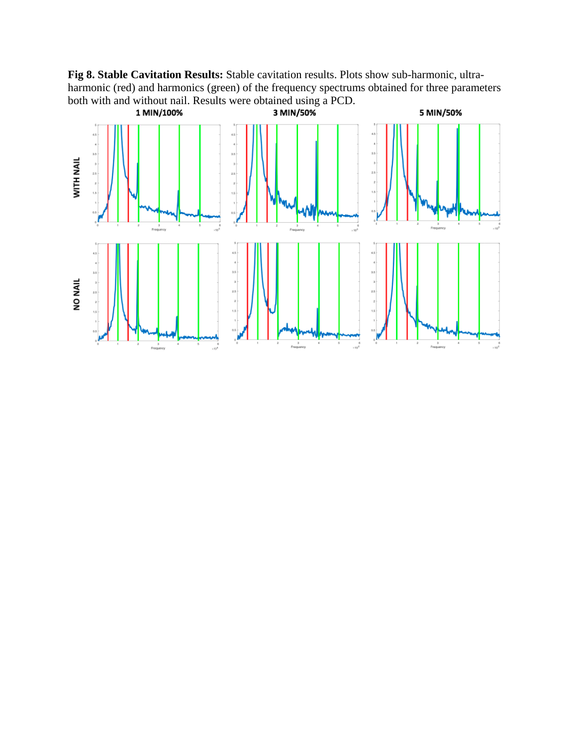**Fig 8. Stable Cavitation Results:** Stable cavitation results. Plots show sub-harmonic, ultra-harmonic (red) and harmonics (green) of the frequency spectrums obtained for three parameters both with and without nail. Results were obtained using a PCD.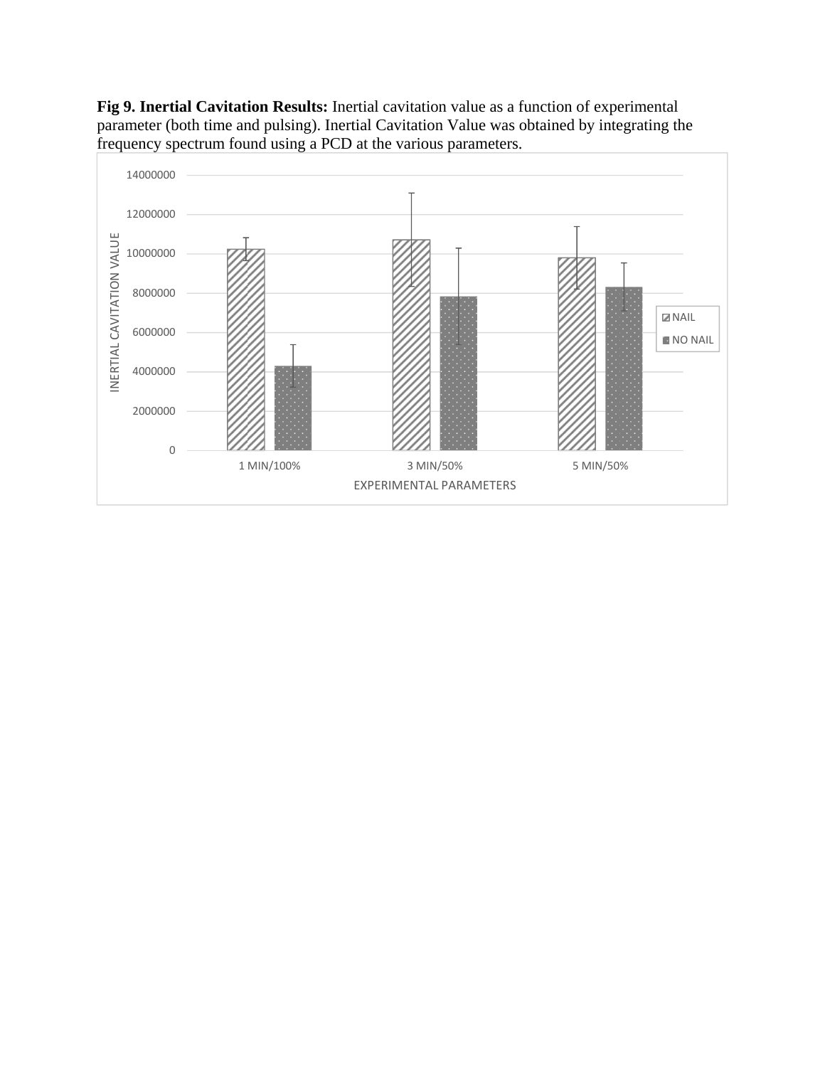**Fig 9. Inertial Cavitation Results:** Inertial cavitation value as a function of experimental parameter (both time and pulsing). Inertial Cavitation Value was obtained by integrating the frequency spectrum found using a PCD at the various parameters.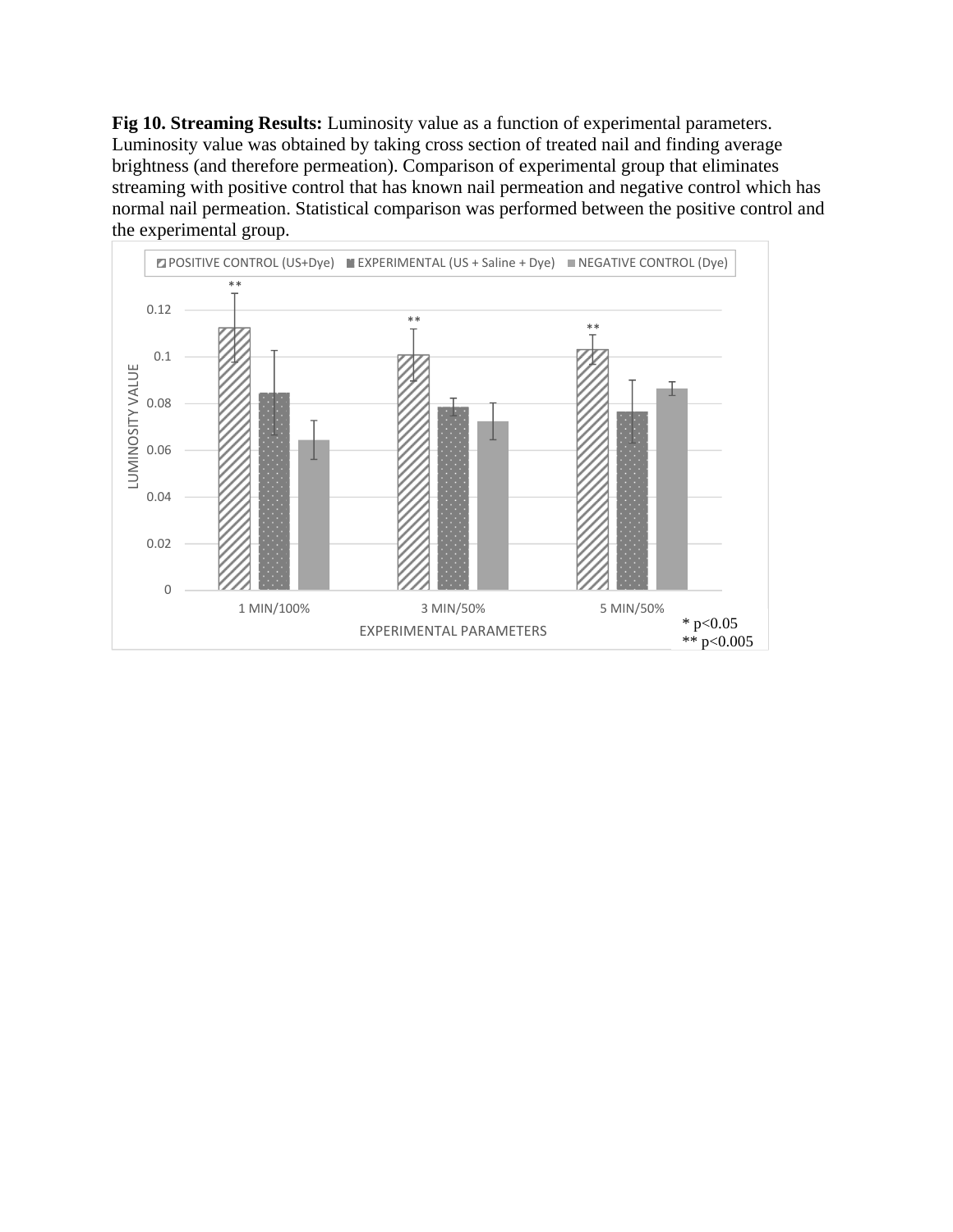**Fig 10. Streaming Results:** Luminosity value as a function of experimental parameters. Luminosity value was obtained by taking cross section of treated nail and finding average brightness (and therefore permeation). Comparison of experimental group that eliminates streaming with positive control that has known nail permeation and negative control which has normal nail permeation. Statistical comparison was performed between the positive control and the experimental group.

POSITIVE CONTROL (US+Dye)
EXPERIMENTAL (US + Saline + Dye)
NEGATIVE CONTROL (Dye)

LUMINOSITY VALUE

0
0.02
0.04
0.06
0.08
0.1
0.12

**
**
**

1 MIN/100%
3 MIN/50%
5 MIN/50%

EXPERIMENTAL PARAMETERS

* $p<0.05$
** $p<0.005$